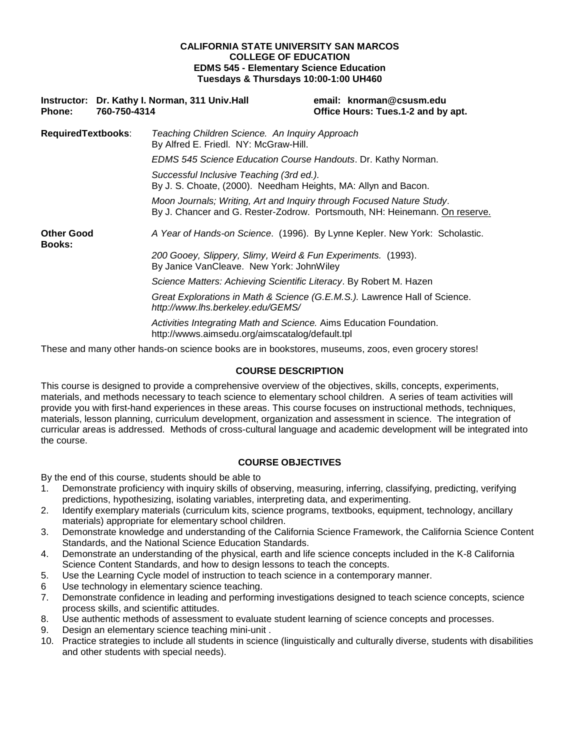**CALIFORNIA STATE UNIVERSITY SAN MARCOS**
**COLLEGE OF EDUCATION**
**EDMS 545 - Elementary Science Education**
**Tuesdays & Thursdays 10:00-1:00 UH460**

**Instructor: Dr. Kathy I. Norman, 311 Univ.Hall** — **email: knorman@csusm.edu**
**Phone: 760-750-4314** — **Office Hours: Tues.1-2 and by apt.**

**RequiredTextbooks**:

*Teaching Children Science. An Inquiry Approach*
By Alfred E. Friedl. NY: McGraw-Hill.

*EDMS 545 Science Education Course Handouts*. Dr. Kathy Norman.

*Successful Inclusive Teaching (3rd ed.).*
By J. S. Choate, (2000). Needham Heights, MA: Allyn and Bacon.

*Moon Journals; Writing, Art and Inquiry through Focused Nature Study*.
By J. Chancer and G. Rester-Zodrow. Portsmouth, NH: Heinemann. On reserve.

**Other Good Books:**

*A Year of Hands-on Science*. (1996). By Lynne Kepler. New York: Scholastic.

*200 Gooey, Slippery, Slimy, Weird & Fun Experiments.* (1993).
By Janice VanCleave. New York: JohnWiley

*Science Matters: Achieving Scientific Literacy*. By Robert M. Hazen

*Great Explorations in Math & Science (G.E.M.S.).* Lawrence Hall of Science.
*http://www.lhs.berkeley.edu/GEMS/*

*Activities Integrating Math and Science.* Aims Education Foundation.
http://wwws.aimsedu.org/aimscatalog/default.tpl

These and many other hands-on science books are in bookstores, museums, zoos, even grocery stores!

## COURSE DESCRIPTION

This course is designed to provide a comprehensive overview of the objectives, skills, concepts, experiments, materials, and methods necessary to teach science to elementary school children. A series of team activities will provide you with first-hand experiences in these areas. This course focuses on instructional methods, techniques, materials, lesson planning, curriculum development, organization and assessment in science. The integration of curricular areas is addressed. Methods of cross-cultural language and academic development will be integrated into the course.

## COURSE OBJECTIVES

By the end of this course, students should be able to

1. Demonstrate proficiency with inquiry skills of observing, measuring, inferring, classifying, predicting, verifying predictions, hypothesizing, isolating variables, interpreting data, and experimenting.
2. Identify exemplary materials (curriculum kits, science programs, textbooks, equipment, technology, ancillary materials) appropriate for elementary school children.
3. Demonstrate knowledge and understanding of the California Science Framework, the California Science Content Standards, and the National Science Education Standards.
4. Demonstrate an understanding of the physical, earth and life science concepts included in the K-8 California Science Content Standards, and how to design lessons to teach the concepts.
5. Use the Learning Cycle model of instruction to teach science in a contemporary manner.
6. Use technology in elementary science teaching.
7. Demonstrate confidence in leading and performing investigations designed to teach science concepts, science process skills, and scientific attitudes.
8. Use authentic methods of assessment to evaluate student learning of science concepts and processes.
9. Design an elementary science teaching mini-unit .
10. Practice strategies to include all students in science (linguistically and culturally diverse, students with disabilities and other students with special needs).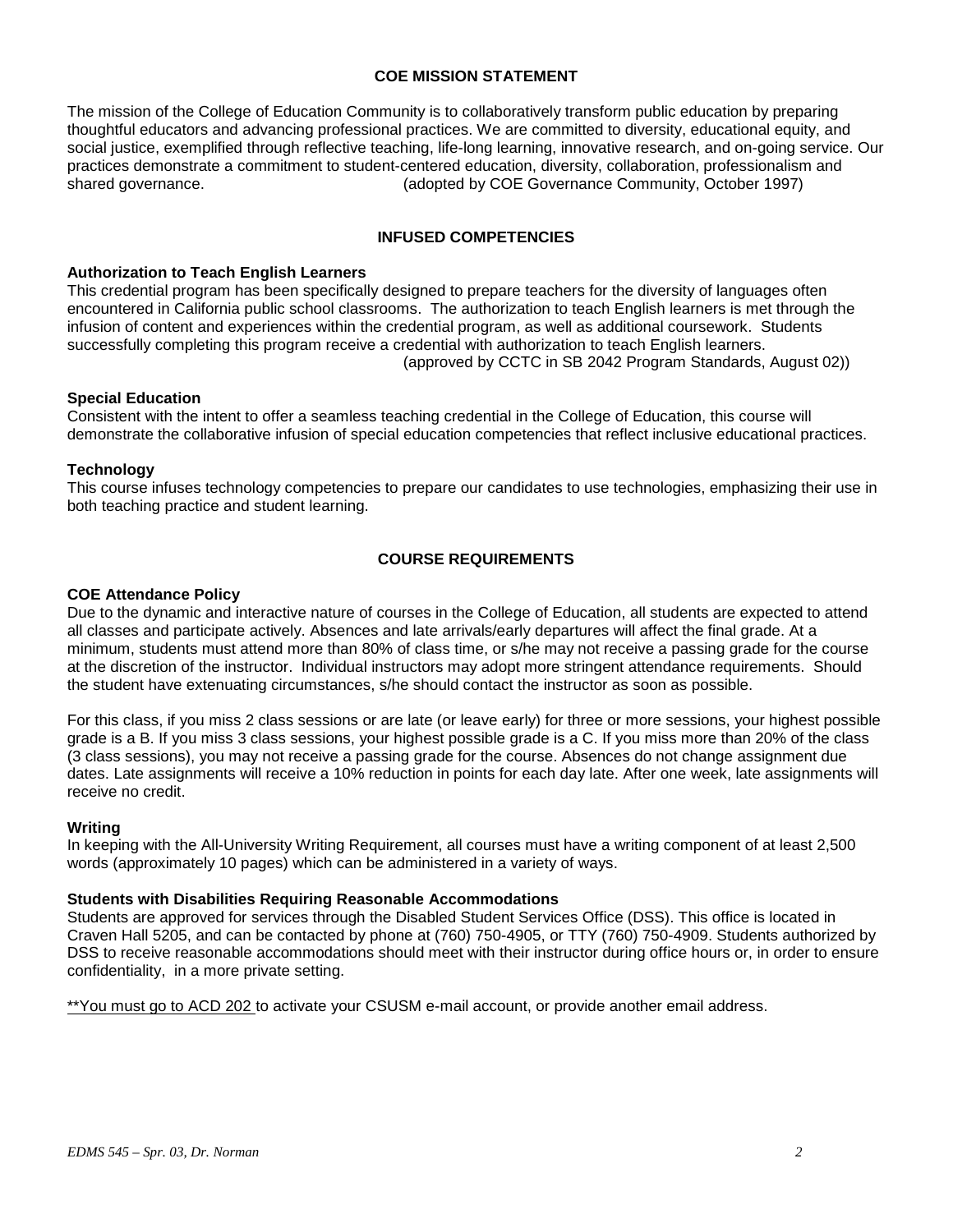## COE MISSION STATEMENT

The mission of the College of Education Community is to collaboratively transform public education by preparing thoughtful educators and advancing professional practices. We are committed to diversity, educational equity, and social justice, exemplified through reflective teaching, life-long learning, innovative research, and on-going service. Our practices demonstrate a commitment to student-centered education, diversity, collaboration, professionalism and shared governance. (adopted by COE Governance Community, October 1997)

## INFUSED COMPETENCIES

### Authorization to Teach English Learners

This credential program has been specifically designed to prepare teachers for the diversity of languages often encountered in California public school classrooms. The authorization to teach English learners is met through the infusion of content and experiences within the credential program, as well as additional coursework. Students successfully completing this program receive a credential with authorization to teach English learners.

(approved by CCTC in SB 2042 Program Standards, August 02))

### Special Education

Consistent with the intent to offer a seamless teaching credential in the College of Education, this course will demonstrate the collaborative infusion of special education competencies that reflect inclusive educational practices.

### Technology

This course infuses technology competencies to prepare our candidates to use technologies, emphasizing their use in both teaching practice and student learning.

## COURSE REQUIREMENTS

### COE Attendance Policy

Due to the dynamic and interactive nature of courses in the College of Education, all students are expected to attend all classes and participate actively. Absences and late arrivals/early departures will affect the final grade. At a minimum, students must attend more than 80% of class time, or s/he may not receive a passing grade for the course at the discretion of the instructor. Individual instructors may adopt more stringent attendance requirements. Should the student have extenuating circumstances, s/he should contact the instructor as soon as possible.

For this class, if you miss 2 class sessions or are late (or leave early) for three or more sessions, your highest possible grade is a B. If you miss 3 class sessions, your highest possible grade is a C. If you miss more than 20% of the class (3 class sessions), you may not receive a passing grade for the course. Absences do not change assignment due dates. Late assignments will receive a 10% reduction in points for each day late. After one week, late assignments will receive no credit.

### Writing

In keeping with the All-University Writing Requirement, all courses must have a writing component of at least 2,500 words (approximately 10 pages) which can be administered in a variety of ways.

### Students with Disabilities Requiring Reasonable Accommodations

Students are approved for services through the Disabled Student Services Office (DSS). This office is located in Craven Hall 5205, and can be contacted by phone at (760) 750-4905, or TTY (760) 750-4909. Students authorized by DSS to receive reasonable accommodations should meet with their instructor during office hours or, in order to ensure confidentiality, in a more private setting.

<u>**You must go to ACD 202</u> to activate your CSUSM e-mail account, or provide another email address.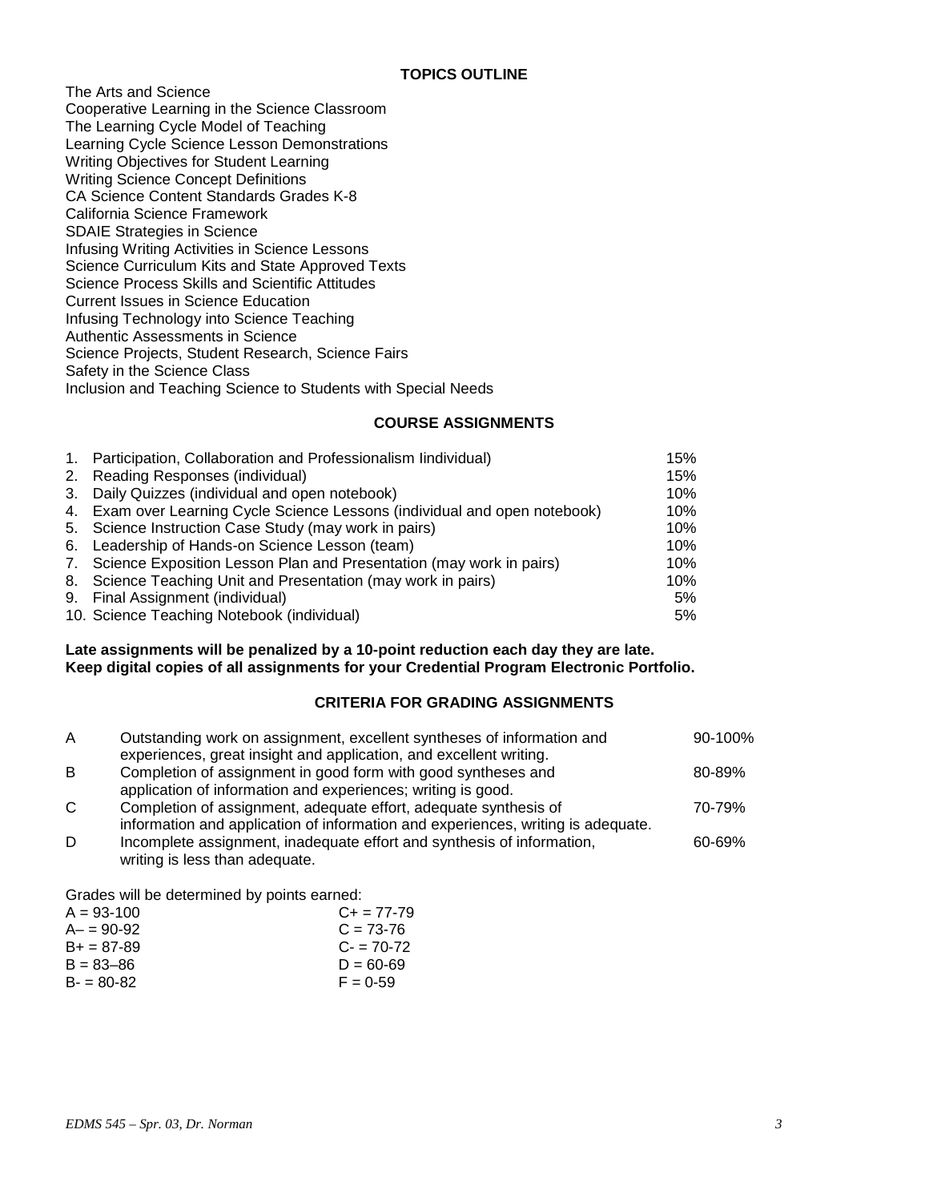## TOPICS OUTLINE

The Arts and Science
Cooperative Learning in the Science Classroom
The Learning Cycle Model of Teaching
Learning Cycle Science Lesson Demonstrations
Writing Objectives for Student Learning
Writing Science Concept Definitions
CA Science Content Standards Grades K-8
California Science Framework
SDAIE Strategies in Science
Infusing Writing Activities in Science Lessons
Science Curriculum Kits and State Approved Texts
Science Process Skills and Scientific Attitudes
Current Issues in Science Education
Infusing Technology into Science Teaching
Authentic Assessments in Science
Science Projects, Student Research, Science Fairs
Safety in the Science Class
Inclusion and Teaching Science to Students with Special Needs

## COURSE ASSIGNMENTS

| | Assignment | Weight |
|---|---|---|
| 1. | Participation, Collaboration and Professionalism Iindividual) | 15% |
| 2. | Reading Responses (individual) | 15% |
| 3. | Daily Quizzes (individual and open notebook) | 10% |
| 4. | Exam over Learning Cycle Science Lessons (individual and open notebook) | 10% |
| 5. | Science Instruction Case Study (may work in pairs) | 10% |
| 6. | Leadership of Hands-on Science Lesson (team) | 10% |
| 7. | Science Exposition Lesson Plan and Presentation (may work in pairs) | 10% |
| 8. | Science Teaching Unit and Presentation (may work in pairs) | 10% |
| 9. | Final Assignment (individual) | 5% |
| 10. | Science Teaching Notebook (individual) | 5% |

**Late assignments will be penalized by a 10-point reduction each day they are late.**
**Keep digital copies of all assignments for your Credential Program Electronic Portfolio.**

## CRITERIA FOR GRADING ASSIGNMENTS

| Grade | Criteria | Range |
|---|---|---|
| A | Outstanding work on assignment, excellent syntheses of information and experiences, great insight and application, and excellent writing. | 90-100% |
| B | Completion of assignment in good form with good syntheses and application of information and experiences; writing is good. | 80-89% |
| C | Completion of assignment, adequate effort, adequate synthesis of information and application of information and experiences, writing is adequate. | 70-79% |
| D | Incomplete assignment, inadequate effort and synthesis of information, writing is less than adequate. | 60-69% |

Grades will be determined by points earned:

| | |
|---|---|
| A = 93-100 | C+ = 77-79 |
| A– = 90-92 | C = 73-76 |
| B+ = 87-89 | C- = 70-72 |
| B = 83–86 | D = 60-69 |
| B- = 80-82 | F = 0-59 |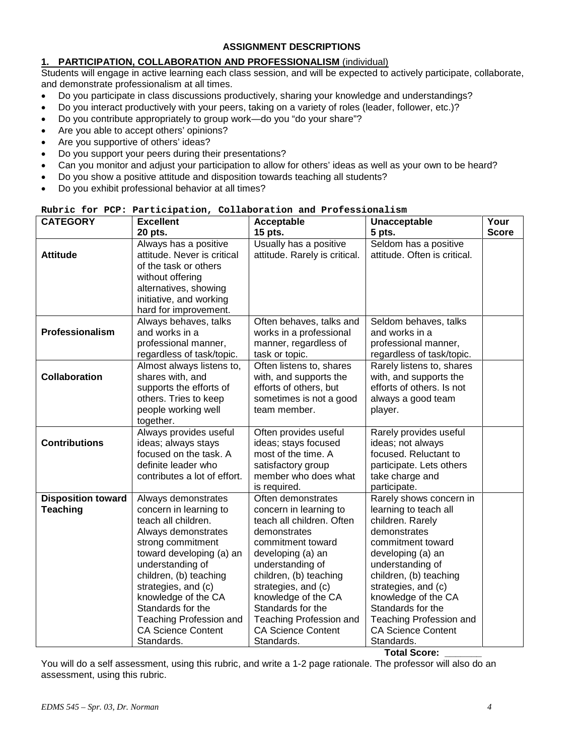## ASSIGNMENT DESCRIPTIONS

### 1. PARTICIPATION, COLLABORATION AND PROFESSIONALISM (individual)

Students will engage in active learning each class session, and will be expected to actively participate, collaborate, and demonstrate professionalism at all times.

- Do you participate in class discussions productively, sharing your knowledge and understandings?
- Do you interact productively with your peers, taking on a variety of roles (leader, follower, etc.)?
- Do you contribute appropriately to group work—do you "do your share"?
- Are you able to accept others' opinions?
- Are you supportive of others' ideas?
- Do you support your peers during their presentations?
- Can you monitor and adjust your participation to allow for others' ideas as well as your own to be heard?
- Do you show a positive attitude and disposition towards teaching all students?
- Do you exhibit professional behavior at all times?

**Rubric for PCP: Participation, Collaboration and Professionalism**

| CATEGORY | Excellent 20 pts. | Acceptable 15 pts. | Unacceptable 5 pts. | Your Score |
|---|---|---|---|---|
| **Attitude** | Always has a positive attitude. Never is critical of the task or others without offering alternatives, showing initiative, and working hard for improvement. | Usually has a positive attitude. Rarely is critical. | Seldom has a positive attitude. Often is critical. | |
| **Professionalism** | Always behaves, talks and works in a professional manner, regardless of task/topic. | Often behaves, talks and works in a professional manner, regardless of task or topic. | Seldom behaves, talks and works in a professional manner, regardless of task/topic. | |
| **Collaboration** | Almost always listens to, shares with, and supports the efforts of others. Tries to keep people working well together. | Often listens to, shares with, and supports the efforts of others, but sometimes is not a good team member. | Rarely listens to, shares with, and supports the efforts of others. Is not always a good team player. | |
| **Contributions** | Always provides useful ideas; always stays focused on the task. A definite leader who contributes a lot of effort. | Often provides useful ideas; stays focused most of the time. A satisfactory group member who does what is required. | Rarely provides useful ideas; not always focused. Reluctant to participate. Lets others take charge and participate. | |
| **Disposition toward Teaching** | Always demonstrates concern in learning to teach all children. Always demonstrates strong commitment toward developing (a) an understanding of children, (b) teaching strategies, and (c) knowledge of the CA Standards for the Teaching Profession and CA Science Content Standards. | Often demonstrates concern in learning to teach all children. Often demonstrates commitment toward developing (a) an understanding of children, (b) teaching strategies, and (c) knowledge of the CA Standards for the Teaching Profession and CA Science Content Standards. | Rarely shows concern in learning to teach all children. Rarely demonstrates commitment toward developing (a) an understanding of children, (b) teaching strategies, and (c) knowledge of the CA Standards for the Teaching Profession and CA Science Content Standards. | |

**Total Score: _______**

You will do a self assessment, using this rubric, and write a 1-2 page rationale. The professor will also do an assessment, using this rubric.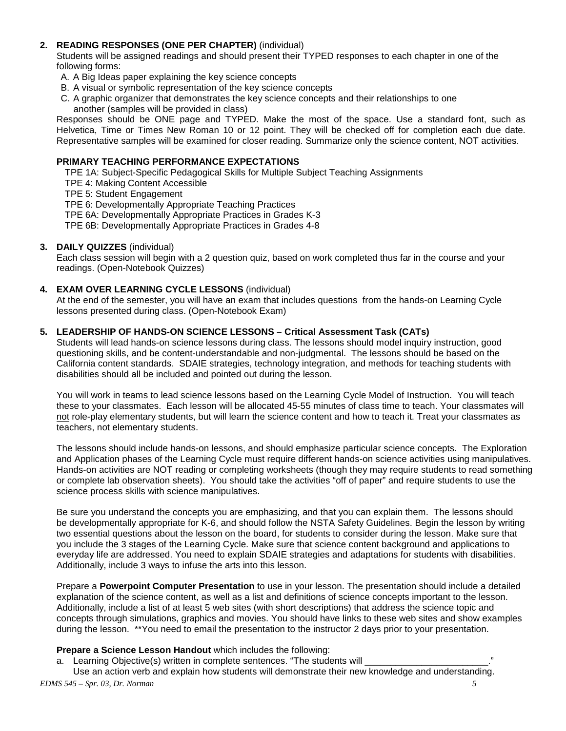2. **READING RESPONSES (ONE PER CHAPTER)** (individual)
   Students will be assigned readings and should present their TYPED responses to each chapter in one of the following forms:
   A. A Big Ideas paper explaining the key science concepts
   B. A visual or symbolic representation of the key science concepts
   C. A graphic organizer that demonstrates the key science concepts and their relationships to one another (samples will be provided in class)

   Responses should be ONE page and TYPED. Make the most of the space. Use a standard font, such as Helvetica, Time or Times New Roman 10 or 12 point. They will be checked off for completion each due date. Representative samples will be examined for closer reading. Summarize only the science content, NOT activities.

   **PRIMARY TEACHING PERFORMANCE EXPECTATIONS**
   TPE 1A: Subject-Specific Pedagogical Skills for Multiple Subject Teaching Assignments
   TPE 4: Making Content Accessible
   TPE 5: Student Engagement
   TPE 6: Developmentally Appropriate Teaching Practices
   TPE 6A: Developmentally Appropriate Practices in Grades K-3
   TPE 6B: Developmentally Appropriate Practices in Grades 4-8

3. **DAILY QUIZZES** (individual)
   Each class session will begin with a 2 question quiz, based on work completed thus far in the course and your readings. (Open-Notebook Quizzes)

4. **EXAM OVER LEARNING CYCLE LESSONS** (individual)
   At the end of the semester, you will have an exam that includes questions from the hands-on Learning Cycle lessons presented during class. (Open-Notebook Exam)

5. **LEADERSHIP OF HANDS-ON SCIENCE LESSONS – Critical Assessment Task (CATs)**
   Students will lead hands-on science lessons during class. The lessons should model inquiry instruction, good questioning skills, and be content-understandable and non-judgmental. The lessons should be based on the California content standards. SDAIE strategies, technology integration, and methods for teaching students with disabilities should all be included and pointed out during the lesson.

   You will work in teams to lead science lessons based on the Learning Cycle Model of Instruction. You will teach these to your classmates. Each lesson will be allocated 45-55 minutes of class time to teach. Your classmates will not role-play elementary students, but will learn the science content and how to teach it. Treat your classmates as teachers, not elementary students.

   The lessons should include hands-on lessons, and should emphasize particular science concepts. The Exploration and Application phases of the Learning Cycle must require different hands-on science activities using manipulatives. Hands-on activities are NOT reading or completing worksheets (though they may require students to read something or complete lab observation sheets). You should take the activities "off of paper" and require students to use the science process skills with science manipulatives.

   Be sure you understand the concepts you are emphasizing, and that you can explain them. The lessons should be developmentally appropriate for K-6, and should follow the NSTA Safety Guidelines. Begin the lesson by writing two essential questions about the lesson on the board, for students to consider during the lesson. Make sure that you include the 3 stages of the Learning Cycle. Make sure that science content background and applications to everyday life are addressed. You need to explain SDAIE strategies and adaptations for students with disabilities. Additionally, include 3 ways to infuse the arts into this lesson.

   Prepare a **Powerpoint Computer Presentation** to use in your lesson. The presentation should include a detailed explanation of the science content, as well as a list and definitions of science concepts important to the lesson. Additionally, include a list of at least 5 web sites (with short descriptions) that address the science topic and concepts through simulations, graphics and movies. You should have links to these web sites and show examples during the lesson. **You need to email the presentation to the instructor 2 days prior to your presentation.

   **Prepare a Science Lesson Handout** which includes the following:
   a. Learning Objective(s) written in complete sentences. "The students will ________________________."
      Use an action verb and explain how students will demonstrate their new knowledge and understanding.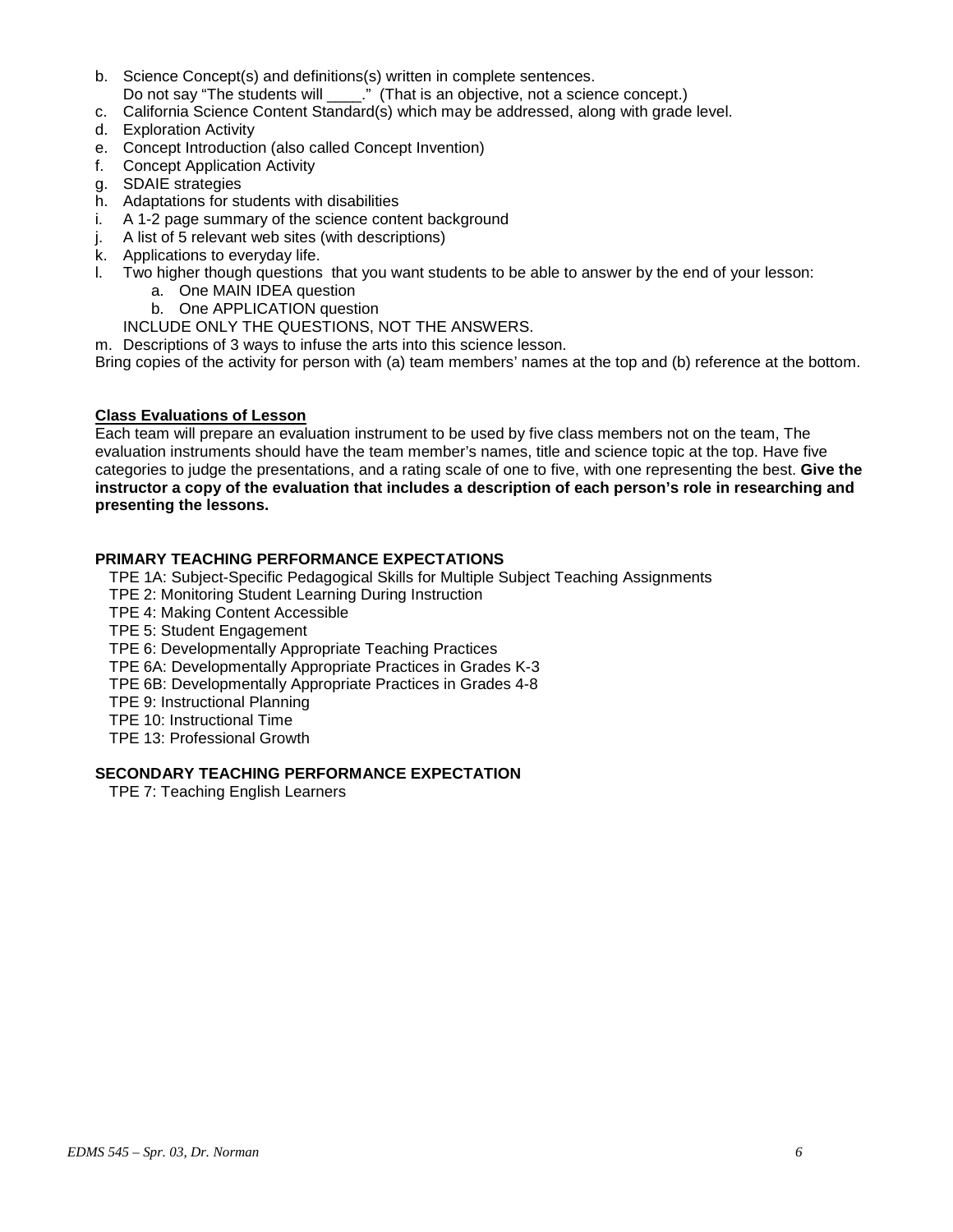b. Science Concept(s) and definitions(s) written in complete sentences.
   Do not say "The students will ____." (That is an objective, not a science concept.)
c. California Science Content Standard(s) which may be addressed, along with grade level.
d. Exploration Activity
e. Concept Introduction (also called Concept Invention)
f. Concept Application Activity
g. SDAIE strategies
h. Adaptations for students with disabilities
i. A 1-2 page summary of the science content background
j. A list of 5 relevant web sites (with descriptions)
k. Applications to everyday life.
l. Two higher though questions that you want students to be able to answer by the end of your lesson:
   a. One MAIN IDEA question
   b. One APPLICATION question

   INCLUDE ONLY THE QUESTIONS, NOT THE ANSWERS.
m. Descriptions of 3 ways to infuse the arts into this science lesson.

Bring copies of the activity for person with (a) team members' names at the top and (b) reference at the bottom.

**Class Evaluations of Lesson**

Each team will prepare an evaluation instrument to be used by five class members not on the team, The evaluation instruments should have the team member's names, title and science topic at the top. Have five categories to judge the presentations, and a rating scale of one to five, with one representing the best. **Give the instructor a copy of the evaluation that includes a description of each person's role in researching and presenting the lessons.**

**PRIMARY TEACHING PERFORMANCE EXPECTATIONS**

TPE 1A: Subject-Specific Pedagogical Skills for Multiple Subject Teaching Assignments
TPE 2: Monitoring Student Learning During Instruction
TPE 4: Making Content Accessible
TPE 5: Student Engagement
TPE 6: Developmentally Appropriate Teaching Practices
TPE 6A: Developmentally Appropriate Practices in Grades K-3
TPE 6B: Developmentally Appropriate Practices in Grades 4-8
TPE 9: Instructional Planning
TPE 10: Instructional Time
TPE 13: Professional Growth

**SECONDARY TEACHING PERFORMANCE EXPECTATION**

TPE 7: Teaching English Learners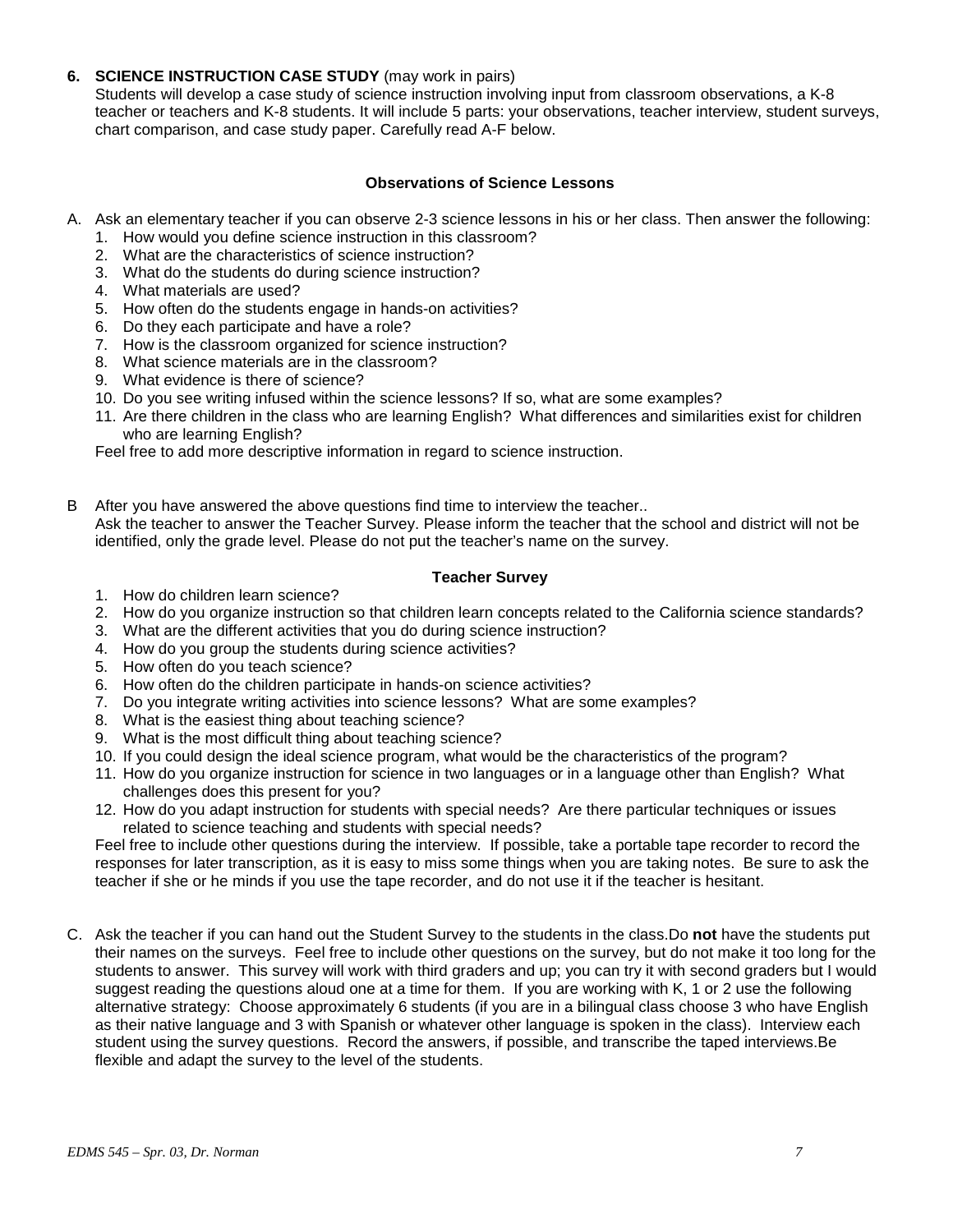**6. SCIENCE INSTRUCTION CASE STUDY** (may work in pairs)

Students will develop a case study of science instruction involving input from classroom observations, a K-8 teacher or teachers and K-8 students. It will include 5 parts: your observations, teacher interview, student surveys, chart comparison, and case study paper. Carefully read A-F below.

### Observations of Science Lessons

A. Ask an elementary teacher if you can observe 2-3 science lessons in his or her class. Then answer the following:
   1. How would you define science instruction in this classroom?
   2. What are the characteristics of science instruction?
   3. What do the students do during science instruction?
   4. What materials are used?
   5. How often do the students engage in hands-on activities?
   6. Do they each participate and have a role?
   7. How is the classroom organized for science instruction?
   8. What science materials are in the classroom?
   9. What evidence is there of science?
   10. Do you see writing infused within the science lessons? If so, what are some examples?
   11. Are there children in the class who are learning English? What differences and similarities exist for children who are learning English?

   Feel free to add more descriptive information in regard to science instruction.

B After you have answered the above questions find time to interview the teacher..
   Ask the teacher to answer the Teacher Survey. Please inform the teacher that the school and district will not be identified, only the grade level. Please do not put the teacher's name on the survey.

### Teacher Survey

   1. How do children learn science?
   2. How do you organize instruction so that children learn concepts related to the California science standards?
   3. What are the different activities that you do during science instruction?
   4. How do you group the students during science activities?
   5. How often do you teach science?
   6. How often do the children participate in hands-on science activities?
   7. Do you integrate writing activities into science lessons? What are some examples?
   8. What is the easiest thing about teaching science?
   9. What is the most difficult thing about teaching science?
   10. If you could design the ideal science program, what would be the characteristics of the program?
   11. How do you organize instruction for science in two languages or in a language other than English? What challenges does this present for you?
   12. How do you adapt instruction for students with special needs? Are there particular techniques or issues related to science teaching and students with special needs?

   Feel free to include other questions during the interview. If possible, take a portable tape recorder to record the responses for later transcription, as it is easy to miss some things when you are taking notes. Be sure to ask the teacher if she or he minds if you use the tape recorder, and do not use it if the teacher is hesitant.

C. Ask the teacher if you can hand out the Student Survey to the students in the class.Do **not** have the students put their names on the surveys. Feel free to include other questions on the survey, but do not make it too long for the students to answer. This survey will work with third graders and up; you can try it with second graders but I would suggest reading the questions aloud one at a time for them. If you are working with K, 1 or 2 use the following alternative strategy: Choose approximately 6 students (if you are in a bilingual class choose 3 who have English as their native language and 3 with Spanish or whatever other language is spoken in the class). Interview each student using the survey questions. Record the answers, if possible, and transcribe the taped interviews.Be flexible and adapt the survey to the level of the students.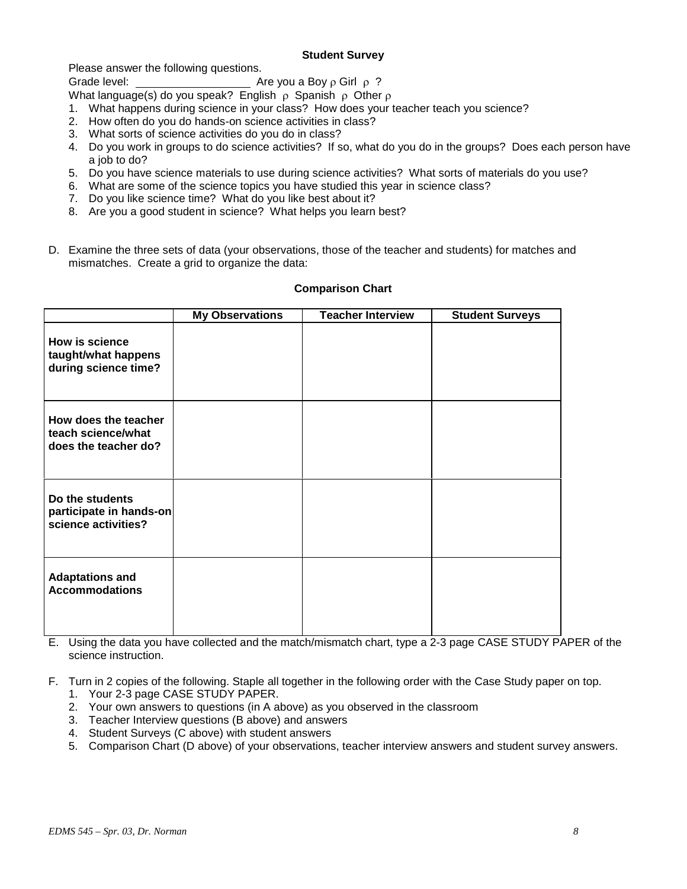**Student Survey**

Please answer the following questions.

Grade level: ________________ Are you a Boy ρ Girl ρ ?

What language(s) do you speak? English ρ Spanish ρ Other ρ

1. What happens during science in your class? How does your teacher teach you science?
2. How often do you do hands-on science activities in class?
3. What sorts of science activities do you do in class?
4. Do you work in groups to do science activities? If so, what do you do in the groups? Does each person have a job to do?
5. Do you have science materials to use during science activities? What sorts of materials do you use?
6. What are some of the science topics you have studied this year in science class?
7. Do you like science time? What do you like best about it?
8. Are you a good student in science? What helps you learn best?

D. Examine the three sets of data (your observations, those of the teacher and students) for matches and mismatches. Create a grid to organize the data:

**Comparison Chart**

| | My Observations | Teacher Interview | Student Surveys |
|---|---|---|---|
| **How is science taught/what happens during science time?** | | | |
| **How does the teacher teach science/what does the teacher do?** | | | |
| **Do the students participate in hands-on science activities?** | | | |
| **Adaptations and Accommodations** | | | |

E. Using the data you have collected and the match/mismatch chart, type a 2-3 page CASE STUDY PAPER of the science instruction.

F. Turn in 2 copies of the following. Staple all together in the following order with the Case Study paper on top.
1. Your 2-3 page CASE STUDY PAPER.
2. Your own answers to questions (in A above) as you observed in the classroom
3. Teacher Interview questions (B above) and answers
4. Student Surveys (C above) with student answers
5. Comparison Chart (D above) of your observations, teacher interview answers and student survey answers.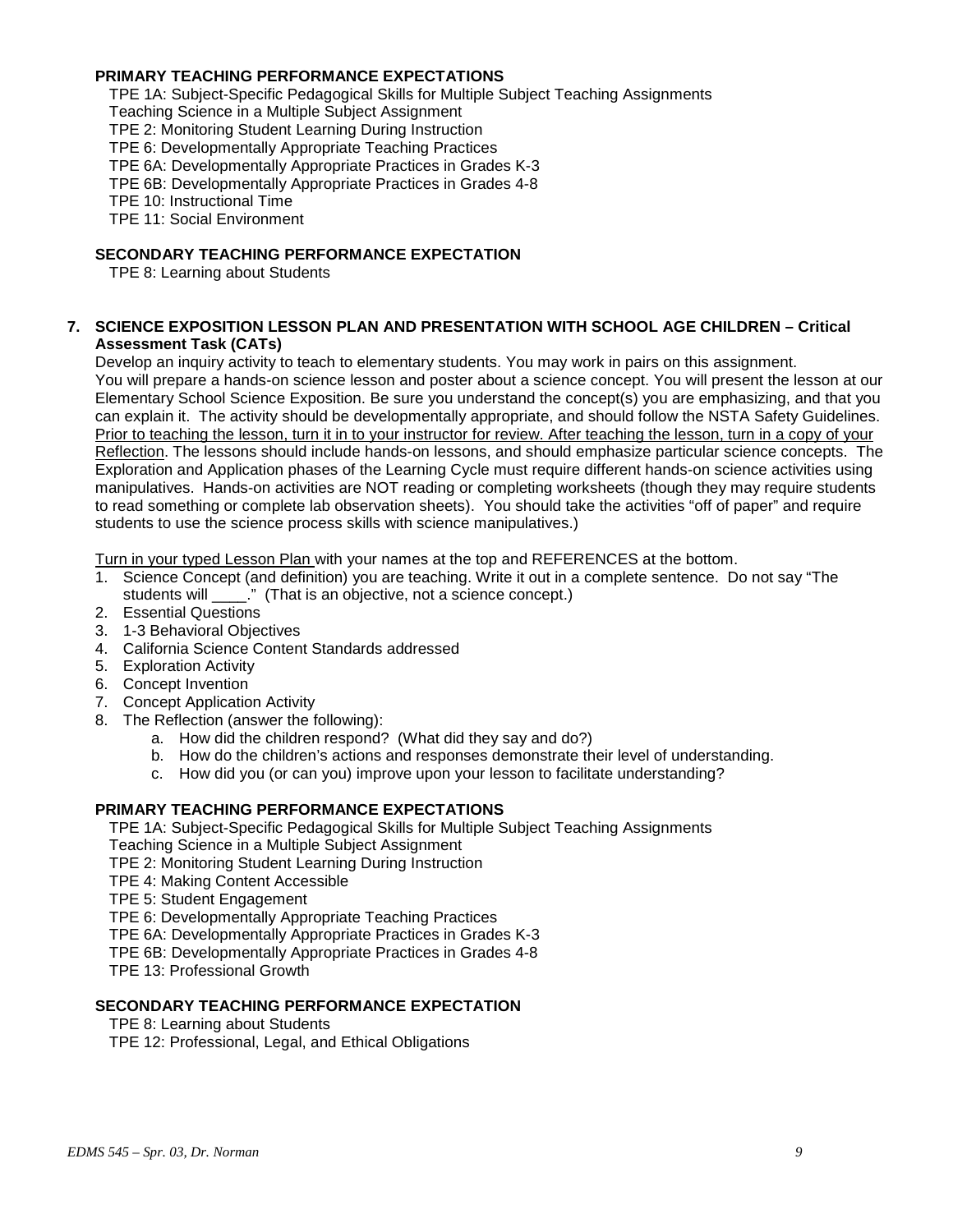**PRIMARY TEACHING PERFORMANCE EXPECTATIONS**

TPE 1A: Subject-Specific Pedagogical Skills for Multiple Subject Teaching Assignments
Teaching Science in a Multiple Subject Assignment
TPE 2: Monitoring Student Learning During Instruction
TPE 6: Developmentally Appropriate Teaching Practices
TPE 6A: Developmentally Appropriate Practices in Grades K-3
TPE 6B: Developmentally Appropriate Practices in Grades 4-8
TPE 10: Instructional Time
TPE 11: Social Environment

**SECONDARY TEACHING PERFORMANCE EXPECTATION**

TPE 8: Learning about Students

**7. SCIENCE EXPOSITION LESSON PLAN AND PRESENTATION WITH SCHOOL AGE CHILDREN – Critical Assessment Task (CATs)**

Develop an inquiry activity to teach to elementary students. You may work in pairs on this assignment. You will prepare a hands-on science lesson and poster about a science concept. You will present the lesson at our Elementary School Science Exposition. Be sure you understand the concept(s) you are emphasizing, and that you can explain it. The activity should be developmentally appropriate, and should follow the NSTA Safety Guidelines. <u>Prior to teaching the lesson, turn it in to your instructor for review. After teaching the lesson, turn in a copy of your Reflection</u>. The lessons should include hands-on lessons, and should emphasize particular science concepts. The Exploration and Application phases of the Learning Cycle must require different hands-on science activities using manipulatives. Hands-on activities are NOT reading or completing worksheets (though they may require students to read something or complete lab observation sheets). You should take the activities "off of paper" and require students to use the science process skills with science manipulatives.)

<u>Turn in your typed Lesson Plan</u> with your names at the top and REFERENCES at the bottom.

1. Science Concept (and definition) you are teaching. Write it out in a complete sentence. Do not say "The students will \_\_\_\_." (That is an objective, not a science concept.)
2. Essential Questions
3. 1-3 Behavioral Objectives
4. California Science Content Standards addressed
5. Exploration Activity
6. Concept Invention
7. Concept Application Activity
8. The Reflection (answer the following):
    a. How did the children respond? (What did they say and do?)
    b. How do the children's actions and responses demonstrate their level of understanding.
    c. How did you (or can you) improve upon your lesson to facilitate understanding?

**PRIMARY TEACHING PERFORMANCE EXPECTATIONS**

TPE 1A: Subject-Specific Pedagogical Skills for Multiple Subject Teaching Assignments
Teaching Science in a Multiple Subject Assignment
TPE 2: Monitoring Student Learning During Instruction
TPE 4: Making Content Accessible
TPE 5: Student Engagement
TPE 6: Developmentally Appropriate Teaching Practices
TPE 6A: Developmentally Appropriate Practices in Grades K-3
TPE 6B: Developmentally Appropriate Practices in Grades 4-8
TPE 13: Professional Growth

**SECONDARY TEACHING PERFORMANCE EXPECTATION**

TPE 8: Learning about Students
TPE 12: Professional, Legal, and Ethical Obligations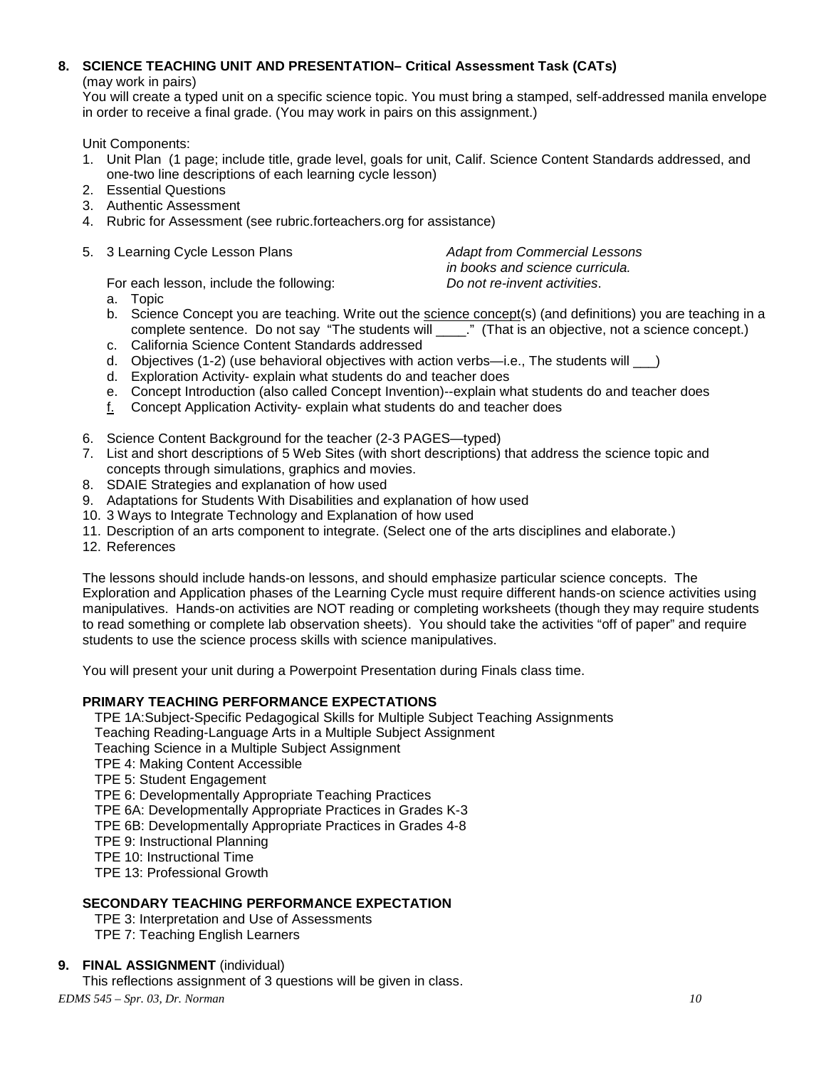**8. SCIENCE TEACHING UNIT AND PRESENTATION– Critical Assessment Task (CATs)**
(may work in pairs)
You will create a typed unit on a specific science topic. You must bring a stamped, self-addressed manila envelope in order to receive a final grade. (You may work in pairs on this assignment.)

Unit Components:

1. Unit Plan (1 page; include title, grade level, goals for unit, Calif. Science Content Standards addressed, and one-two line descriptions of each learning cycle lesson)
2. Essential Questions
3. Authentic Assessment
4. Rubric for Assessment (see rubric.forteachers.org for assistance)
5. 3 Learning Cycle Lesson Plans — *Adapt from Commercial Lessons in books and science curricula. Do not re-invent activities*.

   For each lesson, include the following:
   a. Topic
   b. Science Concept you are teaching. Write out the <u>science concept</u>(s) (and definitions) you are teaching in a complete sentence. Do not say "The students will ____." (That is an objective, not a science concept.)
   c. California Science Content Standards addressed
   d. Objectives (1-2) (use behavioral objectives with action verbs—i.e., The students will ___)
   d. Exploration Activity- explain what students do and teacher does
   e. Concept Introduction (also called Concept Invention)--explain what students do and teacher does
   <u>f.</u> Concept Application Activity- explain what students do and teacher does
6. Science Content Background for the teacher (2-3 PAGES—typed)
7. List and short descriptions of 5 Web Sites (with short descriptions) that address the science topic and concepts through simulations, graphics and movies.
8. SDAIE Strategies and explanation of how used
9. Adaptations for Students With Disabilities and explanation of how used
10. 3 Ways to Integrate Technology and Explanation of how used
11. Description of an arts component to integrate. (Select one of the arts disciplines and elaborate.)
12. References

The lessons should include hands-on lessons, and should emphasize particular science concepts. The Exploration and Application phases of the Learning Cycle must require different hands-on science activities using manipulatives. Hands-on activities are NOT reading or completing worksheets (though they may require students to read something or complete lab observation sheets). You should take the activities "off of paper" and require students to use the science process skills with science manipulatives.

You will present your unit during a Powerpoint Presentation during Finals class time.

**PRIMARY TEACHING PERFORMANCE EXPECTATIONS**

TPE 1A:Subject-Specific Pedagogical Skills for Multiple Subject Teaching Assignments
Teaching Reading-Language Arts in a Multiple Subject Assignment
Teaching Science in a Multiple Subject Assignment
TPE 4: Making Content Accessible
TPE 5: Student Engagement
TPE 6: Developmentally Appropriate Teaching Practices
TPE 6A: Developmentally Appropriate Practices in Grades K-3
TPE 6B: Developmentally Appropriate Practices in Grades 4-8
TPE 9: Instructional Planning
TPE 10: Instructional Time
TPE 13: Professional Growth

**SECONDARY TEACHING PERFORMANCE EXPECTATION**

TPE 3: Interpretation and Use of Assessments
TPE 7: Teaching English Learners

**9. FINAL ASSIGNMENT** (individual)
This reflections assignment of 3 questions will be given in class.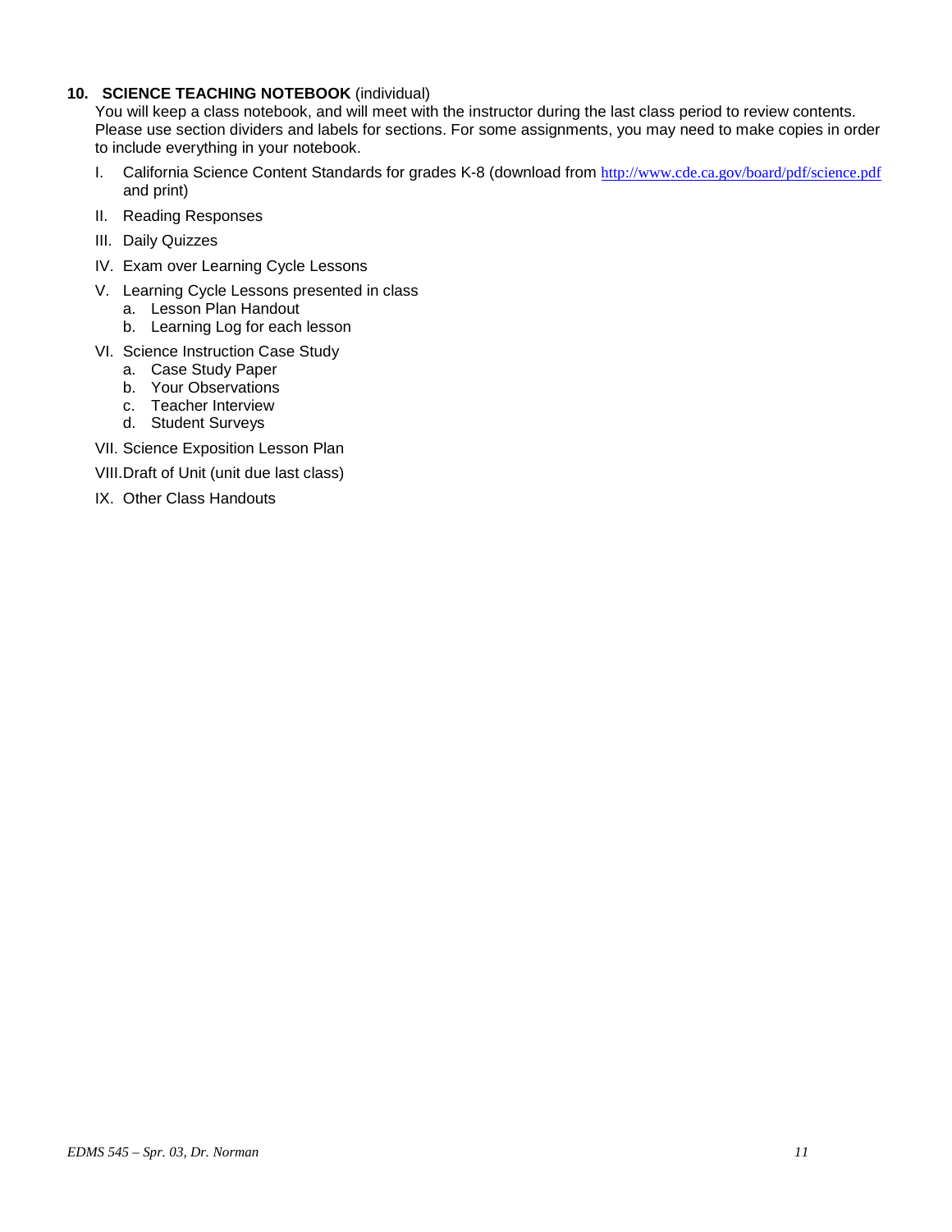**10. SCIENCE TEACHING NOTEBOOK** (individual)

You will keep a class notebook, and will meet with the instructor during the last class period to review contents. Please use section dividers and labels for sections. For some assignments, you may need to make copies in order to include everything in your notebook.

I. California Science Content Standards for grades K-8 (download from http://www.cde.ca.gov/board/pdf/science.pdf and print)

II. Reading Responses

III. Daily Quizzes

IV. Exam over Learning Cycle Lessons

V. Learning Cycle Lessons presented in class
   a. Lesson Plan Handout
   b. Learning Log for each lesson

VI. Science Instruction Case Study
   a. Case Study Paper
   b. Your Observations
   c. Teacher Interview
   d. Student Surveys

VII. Science Exposition Lesson Plan

VIII. Draft of Unit (unit due last class)

IX. Other Class Handouts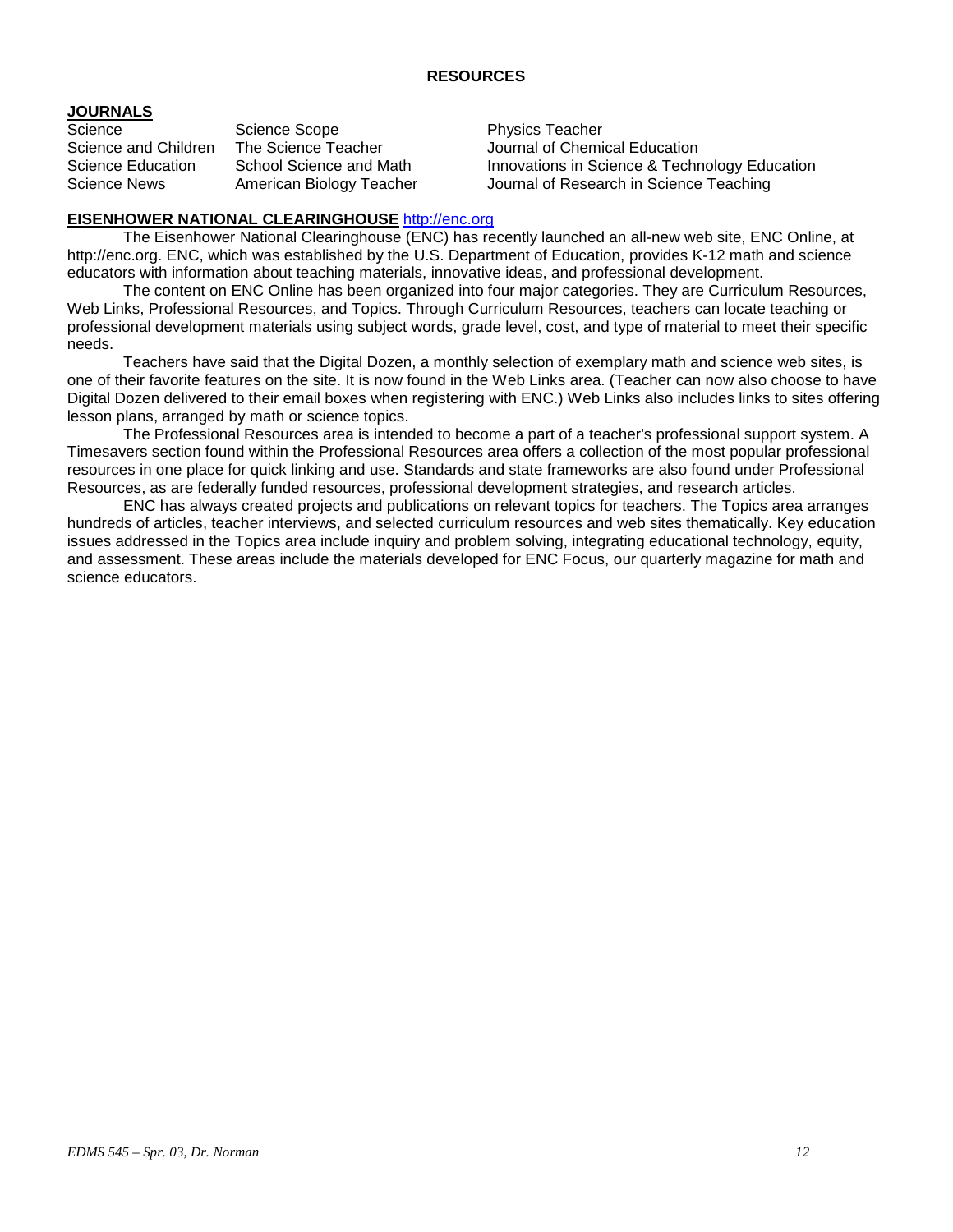## RESOURCES

### JOURNALS

| | | |
|---|---|---|
| Science | Science Scope | Physics Teacher |
| Science and Children | The Science Teacher | Journal of Chemical Education |
| Science Education | School Science and Math | Innovations in Science & Technology Education |
| Science News | American Biology Teacher | Journal of Research in Science Teaching |

### EISENHOWER NATIONAL CLEARINGHOUSE http://enc.org

The Eisenhower National Clearinghouse (ENC) has recently launched an all-new web site, ENC Online, at http://enc.org. ENC, which was established by the U.S. Department of Education, provides K-12 math and science educators with information about teaching materials, innovative ideas, and professional development.

The content on ENC Online has been organized into four major categories. They are Curriculum Resources, Web Links, Professional Resources, and Topics. Through Curriculum Resources, teachers can locate teaching or professional development materials using subject words, grade level, cost, and type of material to meet their specific needs.

Teachers have said that the Digital Dozen, a monthly selection of exemplary math and science web sites, is one of their favorite features on the site. It is now found in the Web Links area. (Teacher can now also choose to have Digital Dozen delivered to their email boxes when registering with ENC.) Web Links also includes links to sites offering lesson plans, arranged by math or science topics.

The Professional Resources area is intended to become a part of a teacher's professional support system. A Timesavers section found within the Professional Resources area offers a collection of the most popular professional resources in one place for quick linking and use. Standards and state frameworks are also found under Professional Resources, as are federally funded resources, professional development strategies, and research articles.

ENC has always created projects and publications on relevant topics for teachers. The Topics area arranges hundreds of articles, teacher interviews, and selected curriculum resources and web sites thematically. Key education issues addressed in the Topics area include inquiry and problem solving, integrating educational technology, equity, and assessment. These areas include the materials developed for ENC Focus, our quarterly magazine for math and science educators.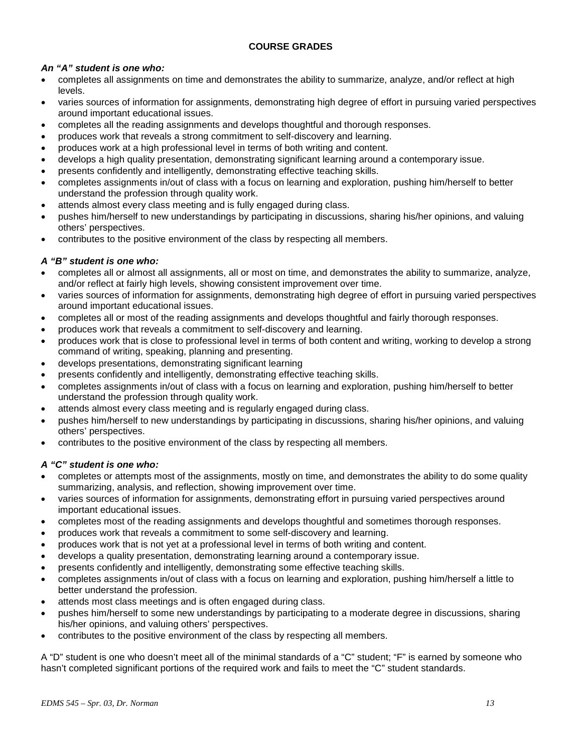## COURSE GRADES

***An "A" student is one who:***

- completes all assignments on time and demonstrates the ability to summarize, analyze, and/or reflect at high levels.
- varies sources of information for assignments, demonstrating high degree of effort in pursuing varied perspectives around important educational issues.
- completes all the reading assignments and develops thoughtful and thorough responses.
- produces work that reveals a strong commitment to self-discovery and learning.
- produces work at a high professional level in terms of both writing and content.
- develops a high quality presentation, demonstrating significant learning around a contemporary issue.
- presents confidently and intelligently, demonstrating effective teaching skills.
- completes assignments in/out of class with a focus on learning and exploration, pushing him/herself to better understand the profession through quality work.
- attends almost every class meeting and is fully engaged during class.
- pushes him/herself to new understandings by participating in discussions, sharing his/her opinions, and valuing others' perspectives.
- contributes to the positive environment of the class by respecting all members.

***A "B" student is one who:***

- completes all or almost all assignments, all or most on time, and demonstrates the ability to summarize, analyze, and/or reflect at fairly high levels, showing consistent improvement over time.
- varies sources of information for assignments, demonstrating high degree of effort in pursuing varied perspectives around important educational issues.
- completes all or most of the reading assignments and develops thoughtful and fairly thorough responses.
- produces work that reveals a commitment to self-discovery and learning.
- produces work that is close to professional level in terms of both content and writing, working to develop a strong command of writing, speaking, planning and presenting.
- develops presentations, demonstrating significant learning
- presents confidently and intelligently, demonstrating effective teaching skills.
- completes assignments in/out of class with a focus on learning and exploration, pushing him/herself to better understand the profession through quality work.
- attends almost every class meeting and is regularly engaged during class.
- pushes him/herself to new understandings by participating in discussions, sharing his/her opinions, and valuing others' perspectives.
- contributes to the positive environment of the class by respecting all members.

***A "C" student is one who:***

- completes or attempts most of the assignments, mostly on time, and demonstrates the ability to do some quality summarizing, analysis, and reflection, showing improvement over time.
- varies sources of information for assignments, demonstrating effort in pursuing varied perspectives around important educational issues.
- completes most of the reading assignments and develops thoughtful and sometimes thorough responses.
- produces work that reveals a commitment to some self-discovery and learning.
- produces work that is not yet at a professional level in terms of both writing and content.
- develops a quality presentation, demonstrating learning around a contemporary issue.
- presents confidently and intelligently, demonstrating some effective teaching skills.
- completes assignments in/out of class with a focus on learning and exploration, pushing him/herself a little to better understand the profession.
- attends most class meetings and is often engaged during class.
- pushes him/herself to some new understandings by participating to a moderate degree in discussions, sharing his/her opinions, and valuing others' perspectives.
- contributes to the positive environment of the class by respecting all members.

A "D" student is one who doesn't meet all of the minimal standards of a "C" student; "F" is earned by someone who hasn't completed significant portions of the required work and fails to meet the "C" student standards.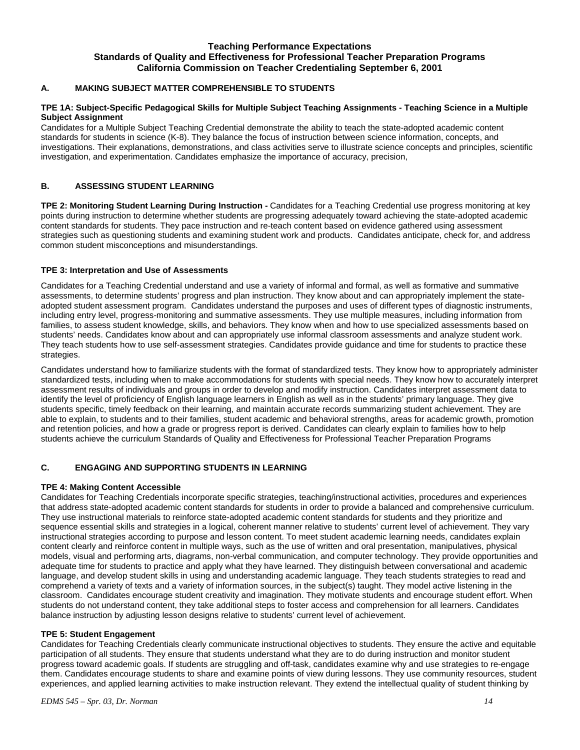**Teaching Performance Expectations**
**Standards of Quality and Effectiveness for Professional Teacher Preparation Programs**
**California Commission on Teacher Credentialing September 6, 2001**

### A. MAKING SUBJECT MATTER COMPREHENSIBLE TO STUDENTS

**TPE 1A: Subject-Specific Pedagogical Skills for Multiple Subject Teaching Assignments - Teaching Science in a Multiple Subject Assignment**

Candidates for a Multiple Subject Teaching Credential demonstrate the ability to teach the state-adopted academic content standards for students in science (K-8). They balance the focus of instruction between science information, concepts, and investigations. Their explanations, demonstrations, and class activities serve to illustrate science concepts and principles, scientific investigation, and experimentation. Candidates emphasize the importance of accuracy, precision,

### B. ASSESSING STUDENT LEARNING

**TPE 2: Monitoring Student Learning During Instruction -** Candidates for a Teaching Credential use progress monitoring at key points during instruction to determine whether students are progressing adequately toward achieving the state-adopted academic content standards for students. They pace instruction and re-teach content based on evidence gathered using assessment strategies such as questioning students and examining student work and products. Candidates anticipate, check for, and address common student misconceptions and misunderstandings.

**TPE 3: Interpretation and Use of Assessments**

Candidates for a Teaching Credential understand and use a variety of informal and formal, as well as formative and summative assessments, to determine students' progress and plan instruction. They know about and can appropriately implement the state-adopted student assessment program. Candidates understand the purposes and uses of different types of diagnostic instruments, including entry level, progress-monitoring and summative assessments. They use multiple measures, including information from families, to assess student knowledge, skills, and behaviors. They know when and how to use specialized assessments based on students' needs. Candidates know about and can appropriately use informal classroom assessments and analyze student work. They teach students how to use self-assessment strategies. Candidates provide guidance and time for students to practice these strategies.

Candidates understand how to familiarize students with the format of standardized tests. They know how to appropriately administer standardized tests, including when to make accommodations for students with special needs. They know how to accurately interpret assessment results of individuals and groups in order to develop and modify instruction. Candidates interpret assessment data to identify the level of proficiency of English language learners in English as well as in the students' primary language. They give students specific, timely feedback on their learning, and maintain accurate records summarizing student achievement. They are able to explain, to students and to their families, student academic and behavioral strengths, areas for academic growth, promotion and retention policies, and how a grade or progress report is derived. Candidates can clearly explain to families how to help students achieve the curriculum Standards of Quality and Effectiveness for Professional Teacher Preparation Programs

### C. ENGAGING AND SUPPORTING STUDENTS IN LEARNING

**TPE 4: Making Content Accessible**

Candidates for Teaching Credentials incorporate specific strategies, teaching/instructional activities, procedures and experiences that address state-adopted academic content standards for students in order to provide a balanced and comprehensive curriculum. They use instructional materials to reinforce state-adopted academic content standards for students and they prioritize and sequence essential skills and strategies in a logical, coherent manner relative to students' current level of achievement. They vary instructional strategies according to purpose and lesson content. To meet student academic learning needs, candidates explain content clearly and reinforce content in multiple ways, such as the use of written and oral presentation, manipulatives, physical models, visual and performing arts, diagrams, non-verbal communication, and computer technology. They provide opportunities and adequate time for students to practice and apply what they have learned. They distinguish between conversational and academic language, and develop student skills in using and understanding academic language. They teach students strategies to read and comprehend a variety of texts and a variety of information sources, in the subject(s) taught. They model active listening in the classroom. Candidates encourage student creativity and imagination. They motivate students and encourage student effort. When students do not understand content, they take additional steps to foster access and comprehension for all learners. Candidates balance instruction by adjusting lesson designs relative to students' current level of achievement.

**TPE 5: Student Engagement**

Candidates for Teaching Credentials clearly communicate instructional objectives to students. They ensure the active and equitable participation of all students. They ensure that students understand what they are to do during instruction and monitor student progress toward academic goals. If students are struggling and off-task, candidates examine why and use strategies to re-engage them. Candidates encourage students to share and examine points of view during lessons. They use community resources, student experiences, and applied learning activities to make instruction relevant. They extend the intellectual quality of student thinking by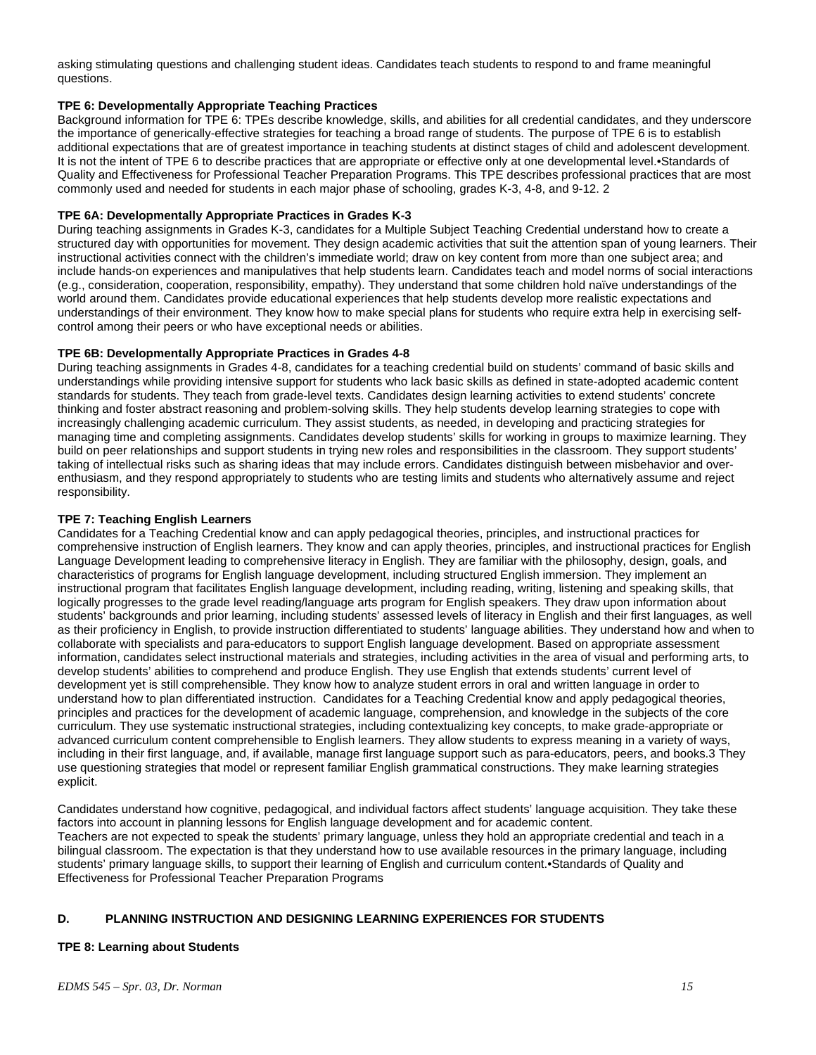asking stimulating questions and challenging student ideas. Candidates teach students to respond to and frame meaningful questions.

**TPE 6: Developmentally Appropriate Teaching Practices**

Background information for TPE 6: TPEs describe knowledge, skills, and abilities for all credential candidates, and they underscore the importance of generically-effective strategies for teaching a broad range of students. The purpose of TPE 6 is to establish additional expectations that are of greatest importance in teaching students at distinct stages of child and adolescent development. It is not the intent of TPE 6 to describe practices that are appropriate or effective only at one developmental level.•Standards of Quality and Effectiveness for Professional Teacher Preparation Programs. This TPE describes professional practices that are most commonly used and needed for students in each major phase of schooling, grades K-3, 4-8, and 9-12. 2

**TPE 6A: Developmentally Appropriate Practices in Grades K-3**

During teaching assignments in Grades K-3, candidates for a Multiple Subject Teaching Credential understand how to create a structured day with opportunities for movement. They design academic activities that suit the attention span of young learners. Their instructional activities connect with the children's immediate world; draw on key content from more than one subject area; and include hands-on experiences and manipulatives that help students learn. Candidates teach and model norms of social interactions (e.g., consideration, cooperation, responsibility, empathy). They understand that some children hold naïve understandings of the world around them. Candidates provide educational experiences that help students develop more realistic expectations and understandings of their environment. They know how to make special plans for students who require extra help in exercising self-control among their peers or who have exceptional needs or abilities.

**TPE 6B: Developmentally Appropriate Practices in Grades 4-8**

During teaching assignments in Grades 4-8, candidates for a teaching credential build on students' command of basic skills and understandings while providing intensive support for students who lack basic skills as defined in state-adopted academic content standards for students. They teach from grade-level texts. Candidates design learning activities to extend students' concrete thinking and foster abstract reasoning and problem-solving skills. They help students develop learning strategies to cope with increasingly challenging academic curriculum. They assist students, as needed, in developing and practicing strategies for managing time and completing assignments. Candidates develop students' skills for working in groups to maximize learning. They build on peer relationships and support students in trying new roles and responsibilities in the classroom. They support students' taking of intellectual risks such as sharing ideas that may include errors. Candidates distinguish between misbehavior and over-enthusiasm, and they respond appropriately to students who are testing limits and students who alternatively assume and reject responsibility.

**TPE 7: Teaching English Learners**

Candidates for a Teaching Credential know and can apply pedagogical theories, principles, and instructional practices for comprehensive instruction of English learners. They know and can apply theories, principles, and instructional practices for English Language Development leading to comprehensive literacy in English. They are familiar with the philosophy, design, goals, and characteristics of programs for English language development, including structured English immersion. They implement an instructional program that facilitates English language development, including reading, writing, listening and speaking skills, that logically progresses to the grade level reading/language arts program for English speakers. They draw upon information about students' backgrounds and prior learning, including students' assessed levels of literacy in English and their first languages, as well as their proficiency in English, to provide instruction differentiated to students' language abilities. They understand how and when to collaborate with specialists and para-educators to support English language development. Based on appropriate assessment information, candidates select instructional materials and strategies, including activities in the area of visual and performing arts, to develop students' abilities to comprehend and produce English. They use English that extends students' current level of development yet is still comprehensible. They know how to analyze student errors in oral and written language in order to understand how to plan differentiated instruction. Candidates for a Teaching Credential know and apply pedagogical theories, principles and practices for the development of academic language, comprehension, and knowledge in the subjects of the core curriculum. They use systematic instructional strategies, including contextualizing key concepts, to make grade-appropriate or advanced curriculum content comprehensible to English learners. They allow students to express meaning in a variety of ways, including in their first language, and, if available, manage first language support such as para-educators, peers, and books.3 They use questioning strategies that model or represent familiar English grammatical constructions. They make learning strategies explicit.

Candidates understand how cognitive, pedagogical, and individual factors affect students' language acquisition. They take these factors into account in planning lessons for English language development and for academic content.
Teachers are not expected to speak the students' primary language, unless they hold an appropriate credential and teach in a bilingual classroom. The expectation is that they understand how to use available resources in the primary language, including students' primary language skills, to support their learning of English and curriculum content.•Standards of Quality and Effectiveness for Professional Teacher Preparation Programs

## D. PLANNING INSTRUCTION AND DESIGNING LEARNING EXPERIENCES FOR STUDENTS

**TPE 8: Learning about Students**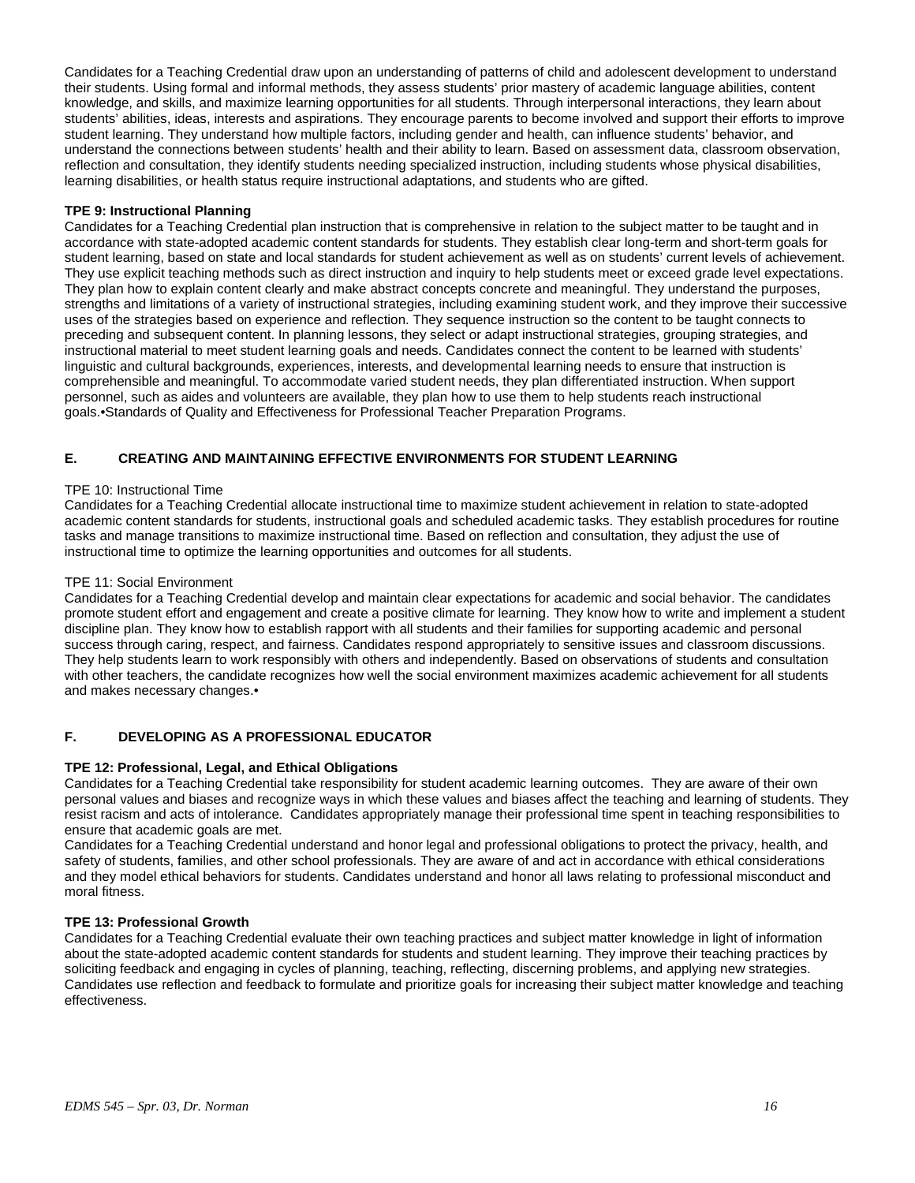Candidates for a Teaching Credential draw upon an understanding of patterns of child and adolescent development to understand their students. Using formal and informal methods, they assess students' prior mastery of academic language abilities, content knowledge, and skills, and maximize learning opportunities for all students. Through interpersonal interactions, they learn about students' abilities, ideas, interests and aspirations. They encourage parents to become involved and support their efforts to improve student learning. They understand how multiple factors, including gender and health, can influence students' behavior, and understand the connections between students' health and their ability to learn. Based on assessment data, classroom observation, reflection and consultation, they identify students needing specialized instruction, including students whose physical disabilities, learning disabilities, or health status require instructional adaptations, and students who are gifted.

**TPE 9: Instructional Planning**
Candidates for a Teaching Credential plan instruction that is comprehensive in relation to the subject matter to be taught and in accordance with state-adopted academic content standards for students. They establish clear long-term and short-term goals for student learning, based on state and local standards for student achievement as well as on students' current levels of achievement. They use explicit teaching methods such as direct instruction and inquiry to help students meet or exceed grade level expectations. They plan how to explain content clearly and make abstract concepts concrete and meaningful. They understand the purposes, strengths and limitations of a variety of instructional strategies, including examining student work, and they improve their successive uses of the strategies based on experience and reflection. They sequence instruction so the content to be taught connects to preceding and subsequent content. In planning lessons, they select or adapt instructional strategies, grouping strategies, and instructional material to meet student learning goals and needs. Candidates connect the content to be learned with students' linguistic and cultural backgrounds, experiences, interests, and developmental learning needs to ensure that instruction is comprehensible and meaningful. To accommodate varied student needs, they plan differentiated instruction. When support personnel, such as aides and volunteers are available, they plan how to use them to help students reach instructional goals.•Standards of Quality and Effectiveness for Professional Teacher Preparation Programs.

## E. CREATING AND MAINTAINING EFFECTIVE ENVIRONMENTS FOR STUDENT LEARNING

TPE 10: Instructional Time
Candidates for a Teaching Credential allocate instructional time to maximize student achievement in relation to state-adopted academic content standards for students, instructional goals and scheduled academic tasks. They establish procedures for routine tasks and manage transitions to maximize instructional time. Based on reflection and consultation, they adjust the use of instructional time to optimize the learning opportunities and outcomes for all students.

TPE 11: Social Environment
Candidates for a Teaching Credential develop and maintain clear expectations for academic and social behavior. The candidates promote student effort and engagement and create a positive climate for learning. They know how to write and implement a student discipline plan. They know how to establish rapport with all students and their families for supporting academic and personal success through caring, respect, and fairness. Candidates respond appropriately to sensitive issues and classroom discussions. They help students learn to work responsibly with others and independently. Based on observations of students and consultation with other teachers, the candidate recognizes how well the social environment maximizes academic achievement for all students and makes necessary changes.•

## F. DEVELOPING AS A PROFESSIONAL EDUCATOR

**TPE 12: Professional, Legal, and Ethical Obligations**
Candidates for a Teaching Credential take responsibility for student academic learning outcomes. They are aware of their own personal values and biases and recognize ways in which these values and biases affect the teaching and learning of students. They resist racism and acts of intolerance. Candidates appropriately manage their professional time spent in teaching responsibilities to ensure that academic goals are met.
Candidates for a Teaching Credential understand and honor legal and professional obligations to protect the privacy, health, and safety of students, families, and other school professionals. They are aware of and act in accordance with ethical considerations and they model ethical behaviors for students. Candidates understand and honor all laws relating to professional misconduct and moral fitness.

**TPE 13: Professional Growth**
Candidates for a Teaching Credential evaluate their own teaching practices and subject matter knowledge in light of information about the state-adopted academic content standards for students and student learning. They improve their teaching practices by soliciting feedback and engaging in cycles of planning, teaching, reflecting, discerning problems, and applying new strategies. Candidates use reflection and feedback to formulate and prioritize goals for increasing their subject matter knowledge and teaching effectiveness.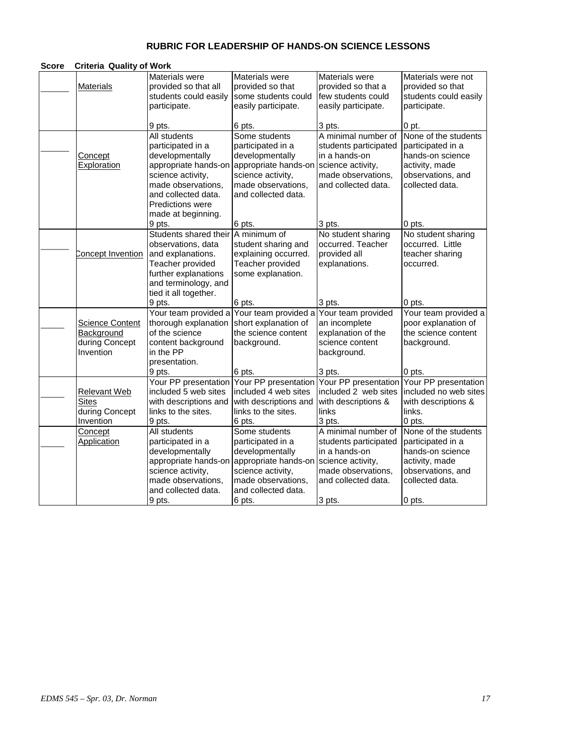# RUBRIC FOR LEADERSHIP OF HANDS-ON SCIENCE LESSONS

| Score | Criteria Quality of Work | | | | |
|---|---|---|---|---|---|
| ______ | Materials | Materials were provided so that all students could easily participate.<br><br>9 pts. | Materials were provided so that some students could easily participate.<br><br>6 pts. | Materials were provided so that a few students could easily participate.<br><br>3 pts. | Materials were not provided so that students could easily participate.<br><br>0 pt. |
| ______ | Concept Exploration | All students participated in a developmentally appropriate hands-on science activity, made observations, and collected data. Predictions were made at beginning.<br>9 pts. | Some students participated in a developmentally appropriate hands-on science activity, made observations, and collected data.<br><br>6 pts. | A minimal number of students participated in a hands-on science activity, made observations, and collected data.<br><br>3 pts. | None of the students participated in a hands-on science activity, made observations, and collected data.<br><br>0 pts. |
| ______ | Concept Invention | Students shared their observations, data and explanations. Teacher provided further explanations and terminology, and tied it all together.<br>9 pts. | A minimum of student sharing and explaining occurred. Teacher provided some explanation.<br><br>6 pts. | No student sharing occurred. Teacher provided all explanations.<br><br>3 pts. | No student sharing occurred. Little teacher sharing occurred.<br><br>0 pts. |
| _____ | Science Content Background during Concept Invention | Your team provided a thorough explanation of the science content background in the PP presentation.<br>9 pts. | Your team provided a short explanation of the science content background.<br><br>6 pts. | Your team provided an incomplete explanation of the science content background.<br><br>3 pts. | Your team provided a poor explanation of the science content background.<br><br>0 pts. |
| _____ | Relevant Web Sites during Concept Invention | Your PP presentation included 5 web sites with descriptions and links to the sites.<br>9 pts. | Your PP presentation included 4 web sites with descriptions and links to the sites.<br>6 pts. | Your PP presentation included 2 web sites with descriptions & links<br>3 pts. | Your PP presentation included no web sites with descriptions & links.<br>0 pts. |
| _____ | Concept Application | All students participated in a developmentally appropriate hands-on science activity, made observations, and collected data.<br>9 pts. | Some students participated in a developmentally appropriate hands-on science activity, made observations, and collected data.<br>6 pts. | A minimal number of students participated in a hands-on science activity, made observations, and collected data.<br><br>3 pts. | None of the students participated in a hands-on science activity, made observations, and collected data.<br><br>0 pts. |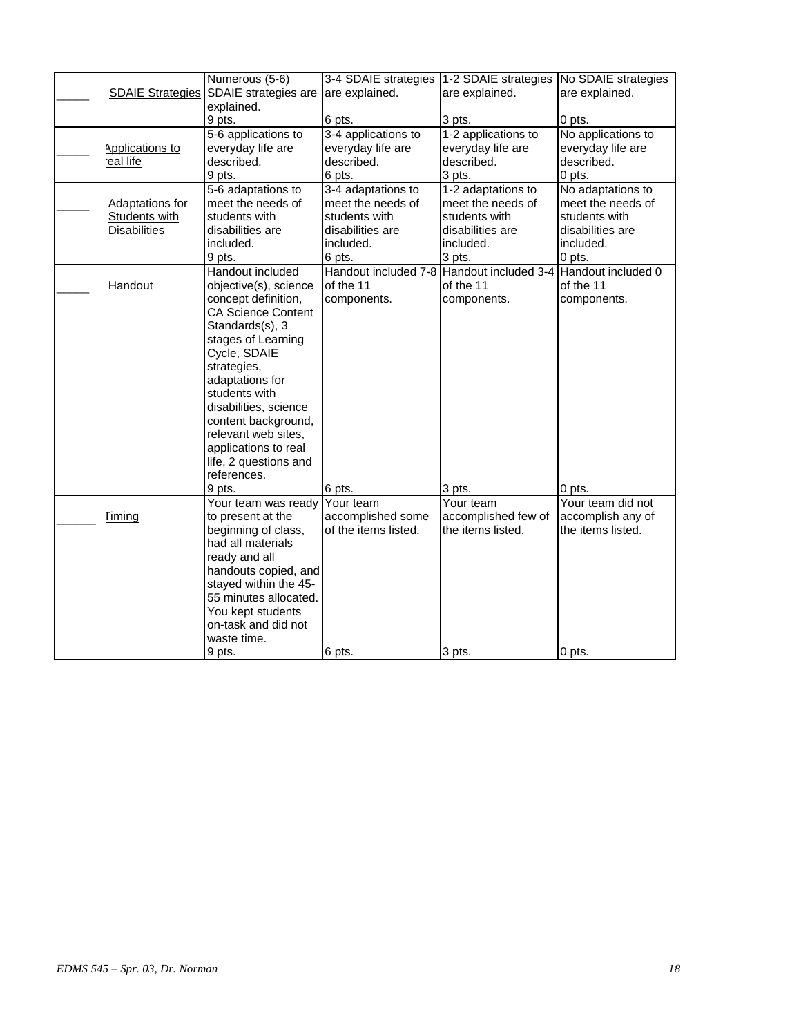| | | | | | |
|---|---|---|---|---|---|
| _____ | SDAIE Strategies | Numerous (5-6) SDAIE strategies are explained.<br>9 pts. | 3-4 SDAIE strategies are explained.<br>6 pts. | 1-2 SDAIE strategies are explained.<br>3 pts. | No SDAIE strategies are explained.<br>0 pts. |
| _____ | Applications to real life | 5-6 applications to everyday life are described.<br>9 pts. | 3-4 applications to everyday life are described.<br>6 pts. | 1-2 applications to everyday life are described.<br>3 pts. | No applications to everyday life are described.<br>0 pts. |
| _____ | Adaptations for Students with Disabilities | 5-6 adaptations to meet the needs of students with disabilities are included.<br>9 pts. | 3-4 adaptations to meet the needs of students with disabilities are included.<br>6 pts. | 1-2 adaptations to meet the needs of students with disabilities are included.<br>3 pts. | No adaptations to meet the needs of students with disabilities are included.<br>0 pts. |
| _____ | Handout | Handout included objective(s), science concept definition, CA Science Content Standards(s), 3 stages of Learning Cycle, SDAIE strategies, adaptations for students with disabilities, science content background, relevant web sites, applications to real life, 2 questions and references.<br>9 pts. | Handout included 7-8 of the 11 components.<br>6 pts. | Handout included 3-4 of the 11 components.<br>3 pts. | Handout included 0 of the 11 components.<br>0 pts. |
| ______ | Timing | Your team was ready to present at the beginning of class, had all materials ready and all handouts copied, and stayed within the 45-55 minutes allocated. You kept students on-task and did not waste time.<br>9 pts. | Your team accomplished some of the items listed.<br>6 pts. | Your team accomplished few of the items listed.<br>3 pts. | Your team did not accomplish any of the items listed.<br>0 pts. |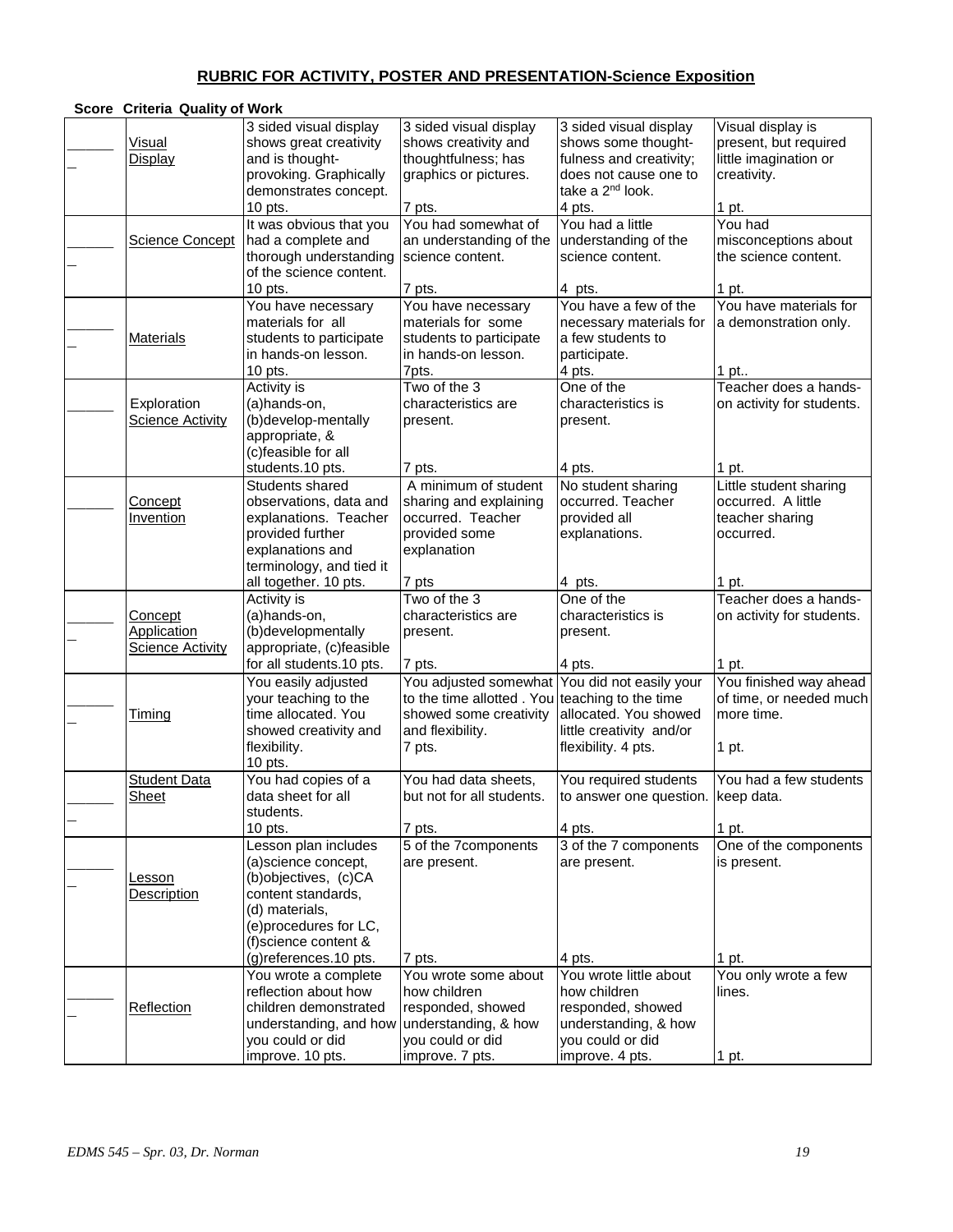## RUBRIC FOR ACTIVITY, POSTER AND PRESENTATION-Science Exposition

| Score | Criteria | Quality of Work | | | |
|---|---|---|---|---|---|
| ______ | Visual Display | 3 sided visual display shows great creativity and is thought-provoking. Graphically demonstrates concept. 10 pts. | 3 sided visual display shows creativity and thoughtfulness; has graphics or pictures. 7 pts. | 3 sided visual display shows some thoughtfulness and creativity; does not cause one to take a 2nd look. 4 pts. | Visual display is present, but required little imagination or creativity. 1 pt. |
| ______ | Science Concept | It was obvious that you had a complete and thorough understanding of the science content. 10 pts. | You had somewhat of an understanding of the science content. 7 pts. | You had a little understanding of the science content. 4 pts. | You had misconceptions about the science content. 1 pt. |
| ______ | Materials | You have necessary materials for all students to participate in hands-on lesson. 10 pts. | You have necessary materials for some students to participate in hands-on lesson. 7pts. | You have a few of the necessary materials for a few students to participate. 4 pts. | You have materials for a demonstration only. 1 pt.. |
| ______ | Exploration Science Activity | Activity is (a)hands-on, (b)develop-mentally appropriate, & (c)feasible for all students.10 pts. | Two of the 3 characteristics are present. 7 pts. | One of the characteristics is present. 4 pts. | Teacher does a hands-on activity for students. 1 pt. |
| ______ | Concept Invention | Students shared observations, data and explanations. Teacher provided further explanations and terminology, and tied it all together. 10 pts. | A minimum of student sharing and explaining occurred. Teacher provided some explanation 7 pts | No student sharing occurred. Teacher provided all explanations. 4 pts. | Little student sharing occurred. A little teacher sharing occurred. 1 pt. |
| ______ | Concept Application Science Activity | Activity is (a)hands-on, (b)developmentally appropriate, (c)feasible for all students.10 pts. | Two of the 3 characteristics are present. 7 pts. | One of the characteristics is present. 4 pts. | Teacher does a hands-on activity for students. 1 pt. |
| ______ | Timing | You easily adjusted your teaching to the time allocated. You showed creativity and flexibility. 10 pts. | You adjusted somewhat to the time allotted . You showed some creativity and flexibility. 7 pts. | You did not easily your teaching to the time allocated. You showed little creativity and/or flexibility. 4 pts. | You finished way ahead of time, or needed much more time. 1 pt. |
| ______ | Student Data Sheet | You had copies of a data sheet for all students. 10 pts. | You had data sheets, but not for all students. 7 pts. | You required students to answer one question. 4 pts. | You had a few students keep data. 1 pt. |
| ______ | Lesson Description | Lesson plan includes (a)science concept, (b)objectives, (c)CA content standards, (d) materials, (e)procedures for LC, (f)science content & (g)references.10 pts. | 5 of the 7components are present. 7 pts. | 3 of the 7 components are present. 4 pts. | One of the components is present. 1 pt. |
| ______ | Reflection | You wrote a complete reflection about how children demonstrated understanding, and how you could or did improve. 10 pts. | You wrote some about how children responded, showed understanding, & how you could or did improve. 7 pts. | You wrote little about how children responded, showed understanding, & how you could or did improve. 4 pts. | You only wrote a few lines. 1 pt. |

*EDMS 545 – Spr. 03, Dr. Norman*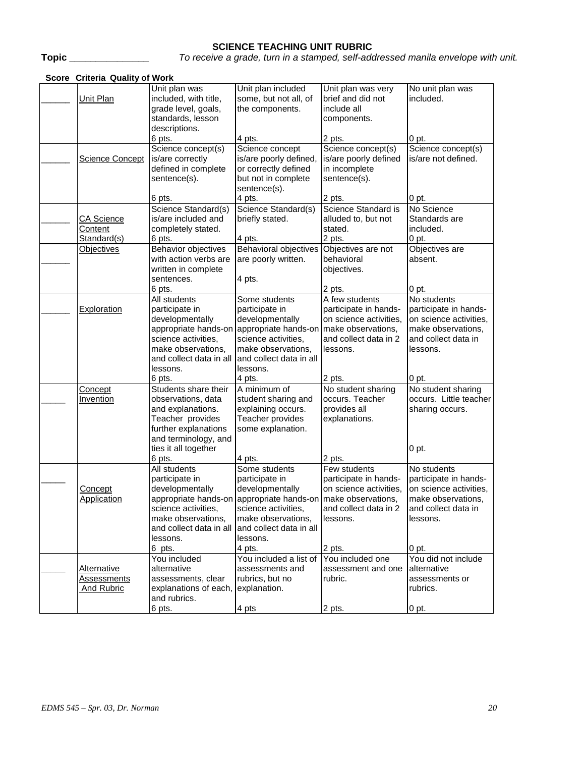# SCIENCE TEACHING UNIT RUBRIC

**Topic** _______________ *To receive a grade, turn in a stamped, self-addressed manila envelope with unit.*

| Score | Criteria | Quality of Work | | | |
|---|---|---|---|---|---|
| ______ | Unit Plan | Unit plan was included, with title, grade level, goals, standards, lesson descriptions. 6 pts. | Unit plan included some, but not all, of the components. 4 pts. | Unit plan was very brief and did not include all components. 2 pts. | No unit plan was included. 0 pt. |
| ______ | Science Concept | Science concept(s) is/are correctly defined in complete sentence(s). 6 pts. | Science concept is/are poorly defined, or correctly defined but not in complete sentence(s). 4 pts. | Science concept(s) is/are poorly defined in incomplete sentence(s). 2 pts. | Science concept(s) is/are not defined. 0 pt. |
| ______ | CA Science Content Standard(s) | Science Standard(s) is/are included and completely stated. 6 pts. | Science Standard(s) briefly stated. 4 pts. | Science Standard is alluded to, but not stated. 2 pts. | No Science Standards are included. 0 pt. |
| ______ | Objectives | Behavior objectives with action verbs are written in complete sentences. 6 pts. | Behavioral objectives are poorly written. 4 pts. | Objectives are not behavioral objectives. 2 pts. | Objectives are absent. 0 pt. |
| ______ | Exploration | All students participate in developmentally appropriate hands-on science activities, make observations, and collect data in all lessons. 6 pts. | Some students participate in developmentally appropriate hands-on science activities, make observations, and collect data in all lessons. 4 pts. | A few students participate in hands-on science activities, make observations, and collect data in 2 lessons. 2 pts. | No students participate in hands-on science activities, make observations, and collect data in lessons. 0 pt. |
| _____ | Concept Invention | Students share their observations, data and explanations. Teacher provides further explanations and terminology, and ties it all together 6 pts. | A minimum of student sharing and explaining occurs. Teacher provides some explanation. 4 pts. | No student sharing occurs. Teacher provides all explanations. 2 pts. | No student sharing occurs. Little teacher sharing occurs. 0 pt. |
| _____ | Concept Application | All students participate in developmentally appropriate hands-on science activities, make observations, and collect data in all lessons. 6 pts. | Some students participate in developmentally appropriate hands-on science activities, make observations, and collect data in all lessons. 4 pts. | Few students participate in hands-on science activities, make observations, and collect data in 2 lessons. 2 pts. | No students participate in hands-on science activities, make observations, and collect data in lessons. 0 pt. |
| _____ | Alternative Assessments And Rubric | You included alternative assessments, clear explanations of each, and rubrics. 6 pts. | You included a list of assessments and rubrics, but no explanation. 4 pts | You included one assessment and one rubric. 2 pts. | You did not include alternative assessments or rubrics. 0 pt. |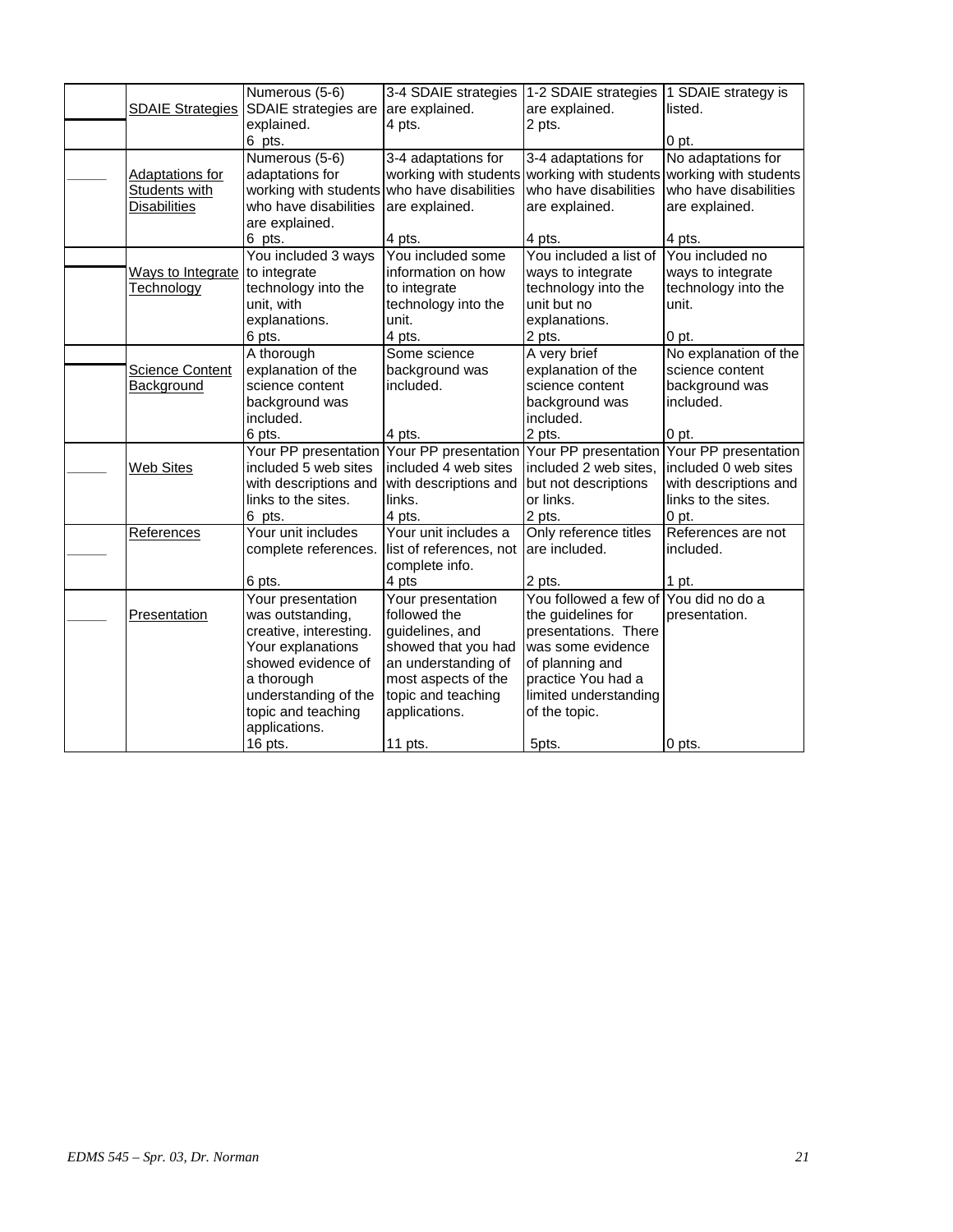|  |  |  |  |  |  |
|---|---|---|---|---|---|
|  | SDAIE Strategies | Numerous (5-6) SDAIE strategies are explained.<br>6 pts. | 3-4 SDAIE strategies are explained.<br>4 pts. | 1-2 SDAIE strategies are explained.<br>2 pts. | 1 SDAIE strategy is listed.<br>0 pt. |
| _____ | Adaptations for Students with Disabilities | Numerous (5-6) adaptations for working with students who have disabilities are explained.<br>6 pts. | 3-4 adaptations for working with students who have disabilities are explained.<br>4 pts. | 3-4 adaptations for working with students who have disabilities are explained.<br>4 pts. | No adaptations for working with students who have disabilities are explained.<br>4 pts. |
|  | Ways to Integrate Technology | You included 3 ways to integrate technology into the unit, with explanations.<br>6 pts. | You included some information on how to integrate technology into the unit.<br>4 pts. | You included a list of ways to integrate technology into the unit but no explanations.<br>2 pts. | You included no ways to integrate technology into the unit.<br>0 pt. |
|  | Science Content Background | A thorough explanation of the science content background was included.<br>6 pts. | Some science background was included.<br>4 pts. | A very brief explanation of the science content background was included.<br>2 pts. | No explanation of the science content background was included.<br>0 pt. |
| _____ | Web Sites | Your PP presentation included 5 web sites with descriptions and links to the sites.<br>6 pts. | Your PP presentation included 4 web sites with descriptions and links.<br>4 pts. | Your PP presentation included 2 web sites, but not descriptions or links.<br>2 pts. | Your PP presentation included 0 web sites with descriptions and links to the sites.<br>0 pt. |
| _____ | References | Your unit includes complete references.<br>6 pts. | Your unit includes a list of references, not complete info.<br>4 pts | Only reference titles are included.<br>2 pts. | References are not included.<br>1 pt. |
| _____ | Presentation | Your presentation was outstanding, creative, interesting. Your explanations showed evidence of a thorough understanding of the topic and teaching applications.<br>16 pts. | Your presentation followed the guidelines, and showed that you had an understanding of most aspects of the topic and teaching applications.<br>11 pts. | You followed a few of the guidelines for presentations. There was some evidence of planning and practice You had a limited understanding of the topic.<br>5pts. | You did no do a presentation.<br>0 pts. |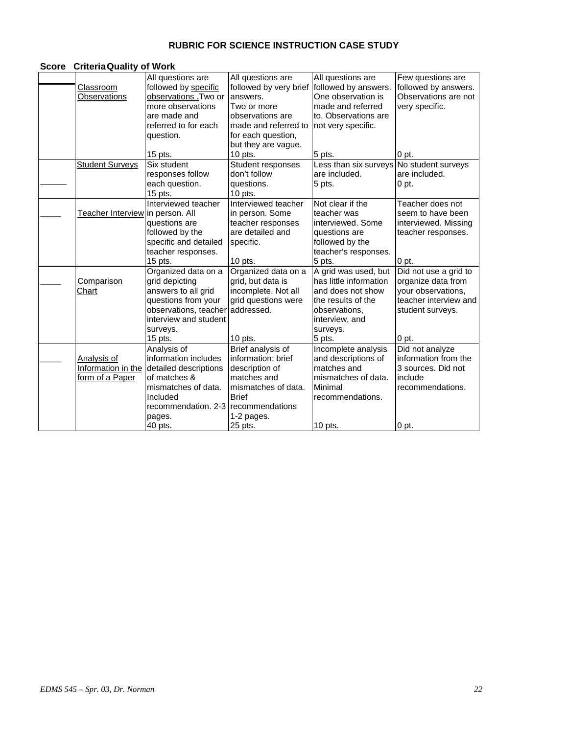# RUBRIC FOR SCIENCE INSTRUCTION CASE STUDY

| Score | Criteria | Quality of Work | | | |
|---|---|---|---|---|---|
| ______ | Classroom Observations | All questions are followed by specific observations .Two or more observations are made and referred to for each question. 15 pts. | All questions are followed by very brief answers. Two or more observations are made and referred to for each question, but they are vague. 10 pts. | All questions are followed by answers. One observation is made and referred to. Observations are not very specific. 5 pts. | Few questions are followed by answers. Observations are not very specific. 0 pt. |
| ______ | Student Surveys | Six student responses follow each question. 15 pts. | Student responses don't follow questions. 10 pts. | Less than six surveys are included. 5 pts. | No student surveys are included. 0 pt. |
| _____ | Teacher Interview | Interviewed teacher in person. All questions are followed by the specific and detailed teacher responses. 15 pts. | Interviewed teacher in person. Some teacher responses are detailed and specific. 10 pts. | Not clear if the teacher was interviewed. Some questions are followed by the teacher's responses. 5 pts. | Teacher does not seem to have been interviewed. Missing teacher responses. 0 pt. |
| _____ | Comparison Chart | Organized data on a grid depicting answers to all grid questions from your observations, teacher interview and student surveys. 15 pts. | Organized data on a grid, but data is incomplete. Not all grid questions were addressed. 10 pts. | A grid was used, but has little information and does not show the results of the observations, interview, and surveys. 5 pts. | Did not use a grid to organize data from your observations, teacher interview and student surveys. 0 pt. |
| _____ | Analysis of Information in the form of a Paper | Analysis of information includes detailed descriptions of matches & mismatches of data. Included recommendation. 2-3 pages. 40 pts. | Brief analysis of information; brief description of matches and mismatches of data. Brief recommendations 1-2 pages. 25 pts. | Incomplete analysis and descriptions of matches and mismatches of data. Minimal recommendations. 10 pts. | Did not analyze information from the 3 sources. Did not include recommendations. 0 pt. |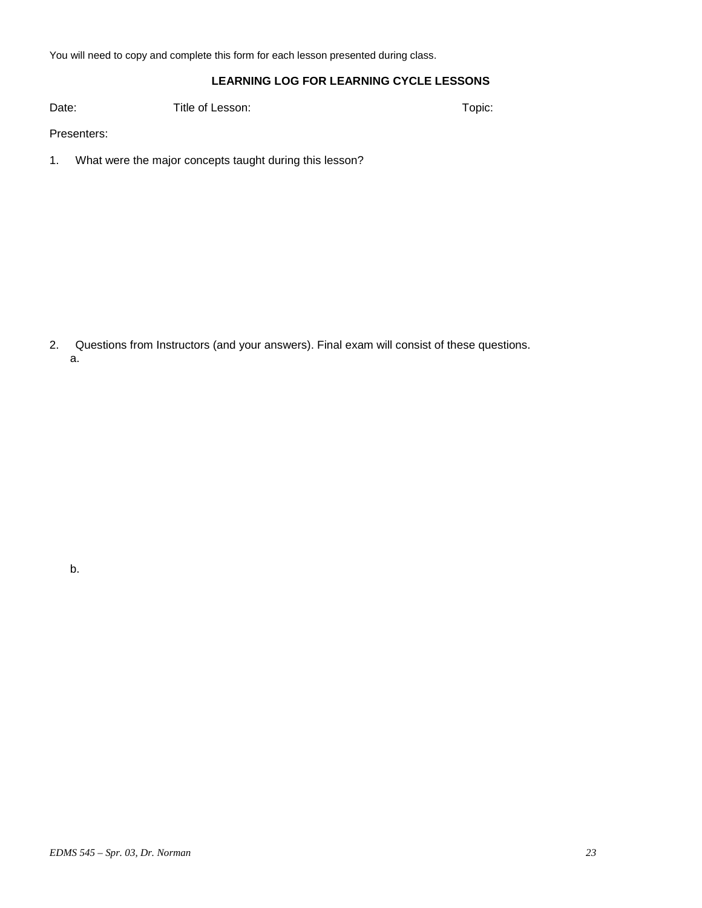You will need to copy and complete this form for each lesson presented during class.

**LEARNING LOG FOR LEARNING CYCLE LESSONS**

Date: Title of Lesson: Topic:

Presenters:

1. What were the major concepts taught during this lesson?

2. Questions from Instructors (and your answers). Final exam will consist of these questions.
   a.

   b.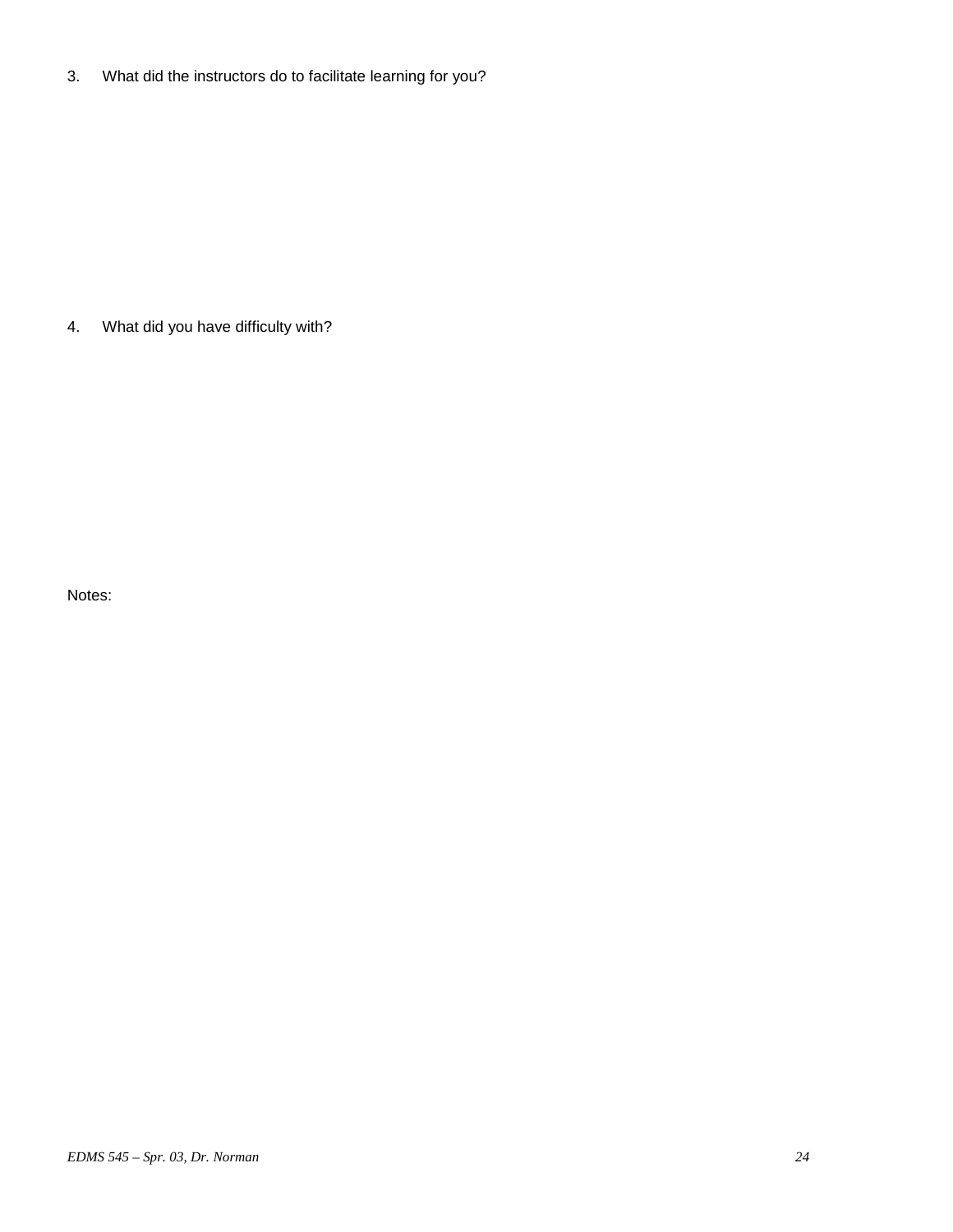3. What did the instructors do to facilitate learning for you?

4. What did you have difficulty with?

Notes: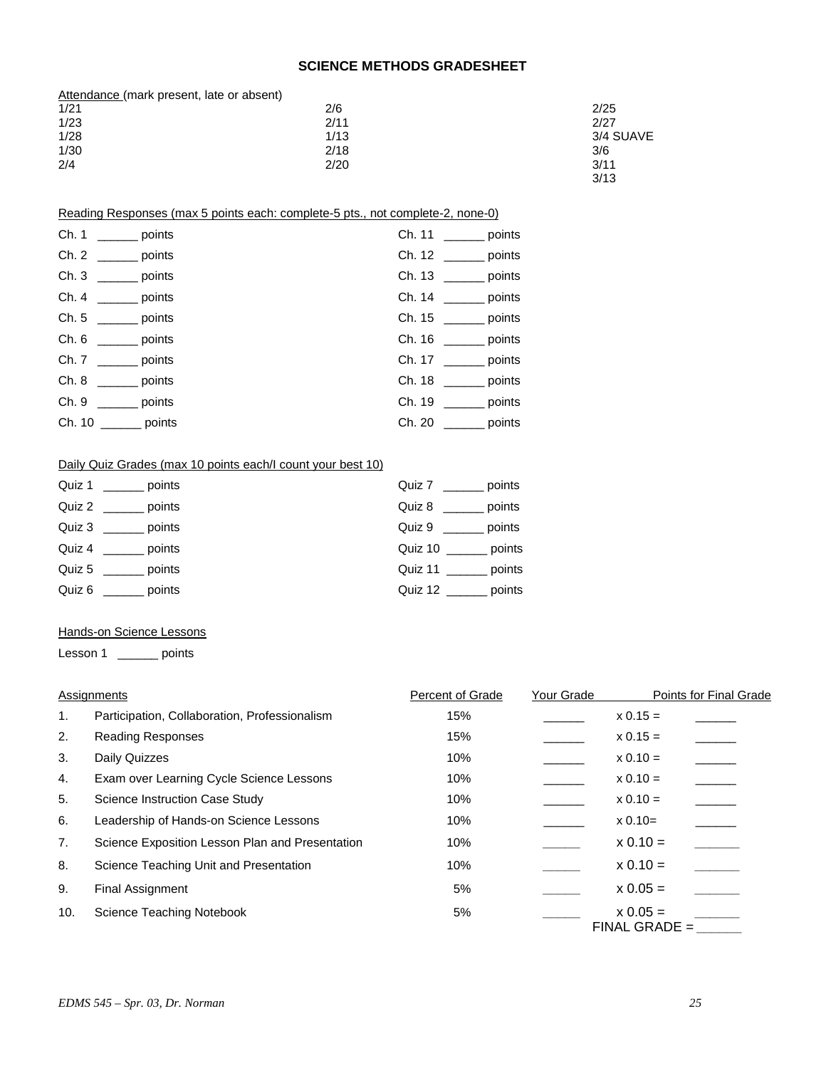## SCIENCE METHODS GRADESHEET

Attendance (mark present, late or absent)

| | | |
|---|---|---|
| 1/21 | 2/6 | 2/25 |
| 1/23 | 2/11 | 2/27 |
| 1/28 | 1/13 | 3/4 SUAVE |
| 1/30 | 2/18 | 3/6 |
| 2/4 | 2/20 | 3/11 |
| | | 3/13 |

Reading Responses (max 5 points each: complete-5 pts., not complete-2, none-0)

| | |
|---|---|
| Ch. 1 ______ points | Ch. 11 ______ points |
| Ch. 2 ______ points | Ch. 12 ______ points |
| Ch. 3 ______ points | Ch. 13 ______ points |
| Ch. 4 ______ points | Ch. 14 ______ points |
| Ch. 5 ______ points | Ch. 15 ______ points |
| Ch. 6 ______ points | Ch. 16 ______ points |
| Ch. 7 ______ points | Ch. 17 ______ points |
| Ch. 8 ______ points | Ch. 18 ______ points |
| Ch. 9 ______ points | Ch. 19 ______ points |
| Ch. 10 ______ points | Ch. 20 ______ points |

Daily Quiz Grades (max 10 points each/I count your best 10)

| | |
|---|---|
| Quiz 1 ______ points | Quiz 7 ______ points |
| Quiz 2 ______ points | Quiz 8 ______ points |
| Quiz 3 ______ points | Quiz 9 ______ points |
| Quiz 4 ______ points | Quiz 10 ______ points |
| Quiz 5 ______ points | Quiz 11 ______ points |
| Quiz 6 ______ points | Quiz 12 ______ points |

Hands-on Science Lessons

Lesson 1 ______ points

| | Assignments | Percent of Grade | Your Grade | | Points for Final Grade |
|---|---|---|---|---|---|
| 1. | Participation, Collaboration, Professionalism | 15% | ______ | x 0.15 = | ______ |
| 2. | Reading Responses | 15% | ______ | x 0.15 = | ______ |
| 3. | Daily Quizzes | 10% | ______ | x 0.10 = | ______ |
| 4. | Exam over Learning Cycle Science Lessons | 10% | ______ | x 0.10 = | ______ |
| 5. | Science Instruction Case Study | 10% | ______ | x 0.10 = | ______ |
| 6. | Leadership of Hands-on Science Lessons | 10% | ______ | x 0.10= | ______ |
| 7. | Science Exposition Lesson Plan and Presentation | 10% | ______ | x 0.10 = | ______ |
| 8. | Science Teaching Unit and Presentation | 10% | ______ | x 0.10 = | ______ |
| 9. | Final Assignment | 5% | ______ | x 0.05 = | ______ |
| 10. | Science Teaching Notebook | 5% | ______ | x 0.05 = | ______ |
| | | | | FINAL GRADE = | ______ |